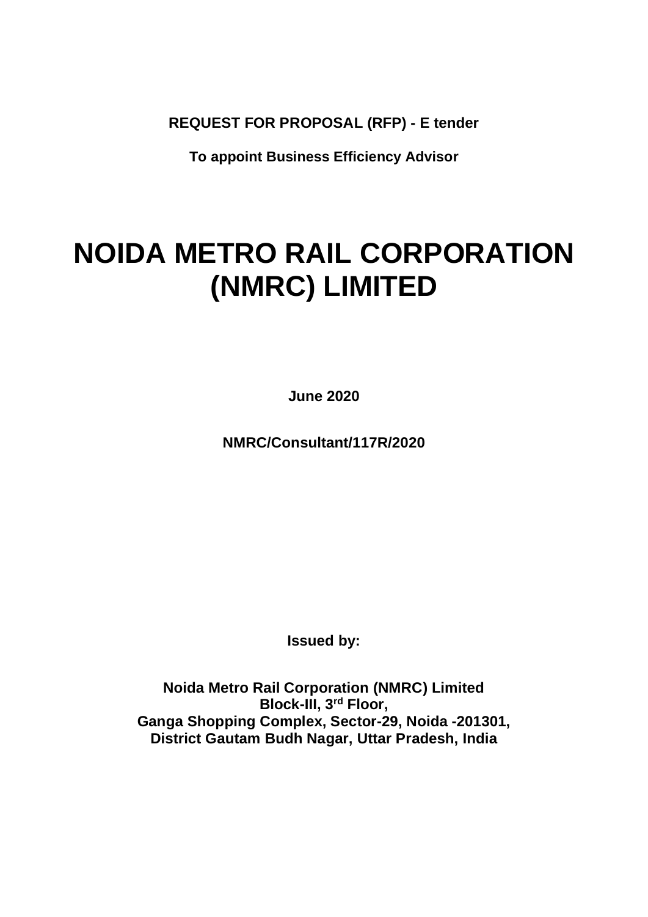**REQUEST FOR PROPOSAL (RFP) - E tender**

**To appoint Business Efficiency Advisor**

# NOIDA METRO RAIL CORPORATION (NMRC) LIMITED

**June 2020**

**NMRC/Consultant/117R/2020**

**Issued by:**

**Noida Metro Rail Corporation (NMRC) Limited**
**Block-III, 3rd Floor,**
**Ganga Shopping Complex, Sector-29, Noida -201301,**
**District Gautam Budh Nagar, Uttar Pradesh, India**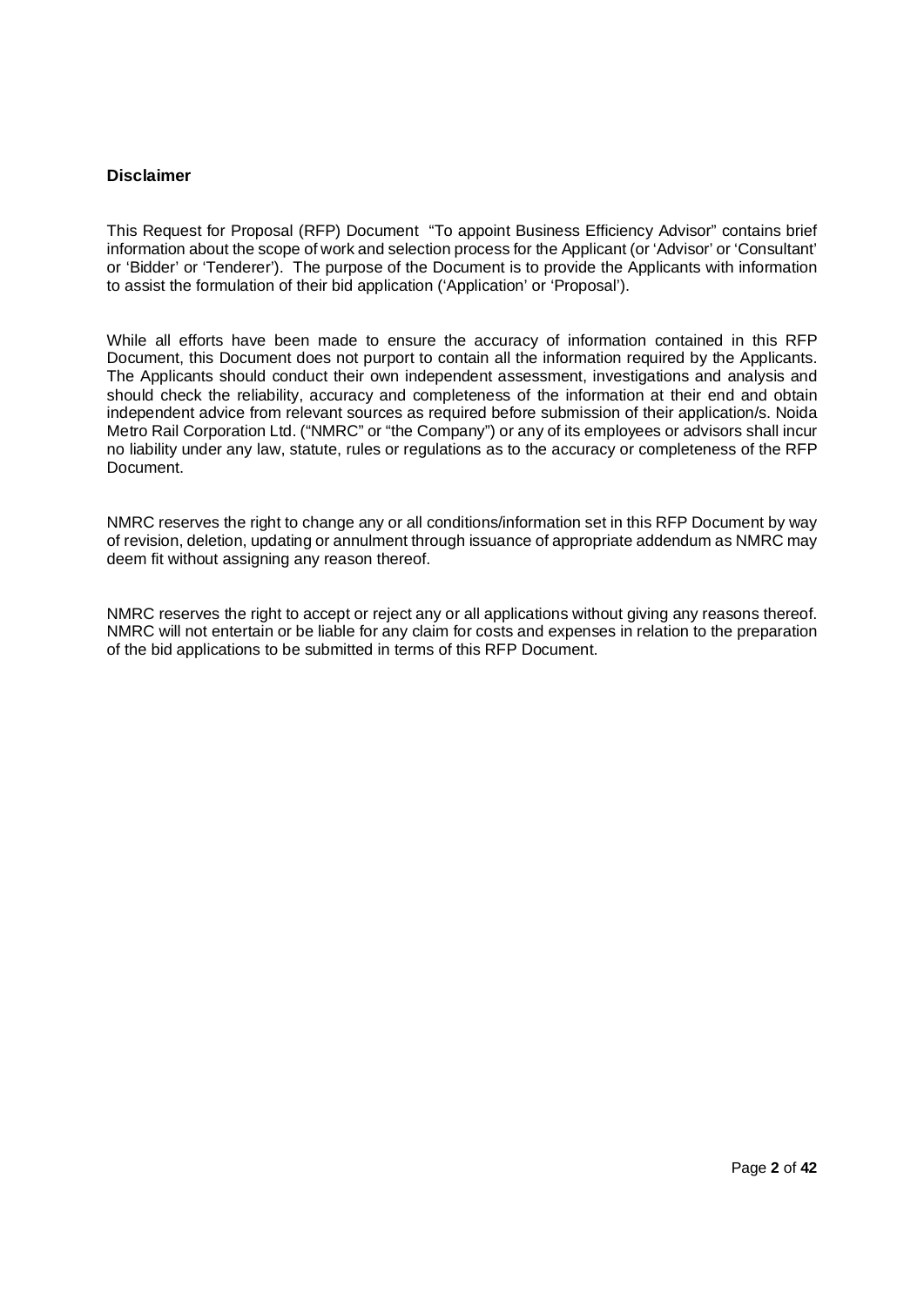## Disclaimer

This Request for Proposal (RFP) Document "To appoint Business Efficiency Advisor" contains brief information about the scope of work and selection process for the Applicant (or 'Advisor' or 'Consultant' or 'Bidder' or 'Tenderer'). The purpose of the Document is to provide the Applicants with information to assist the formulation of their bid application ('Application' or 'Proposal').

While all efforts have been made to ensure the accuracy of information contained in this RFP Document, this Document does not purport to contain all the information required by the Applicants. The Applicants should conduct their own independent assessment, investigations and analysis and should check the reliability, accuracy and completeness of the information at their end and obtain independent advice from relevant sources as required before submission of their application/s. Noida Metro Rail Corporation Ltd. ("NMRC" or "the Company") or any of its employees or advisors shall incur no liability under any law, statute, rules or regulations as to the accuracy or completeness of the RFP Document.

NMRC reserves the right to change any or all conditions/information set in this RFP Document by way of revision, deletion, updating or annulment through issuance of appropriate addendum as NMRC may deem fit without assigning any reason thereof.

NMRC reserves the right to accept or reject any or all applications without giving any reasons thereof. NMRC will not entertain or be liable for any claim for costs and expenses in relation to the preparation of the bid applications to be submitted in terms of this RFP Document.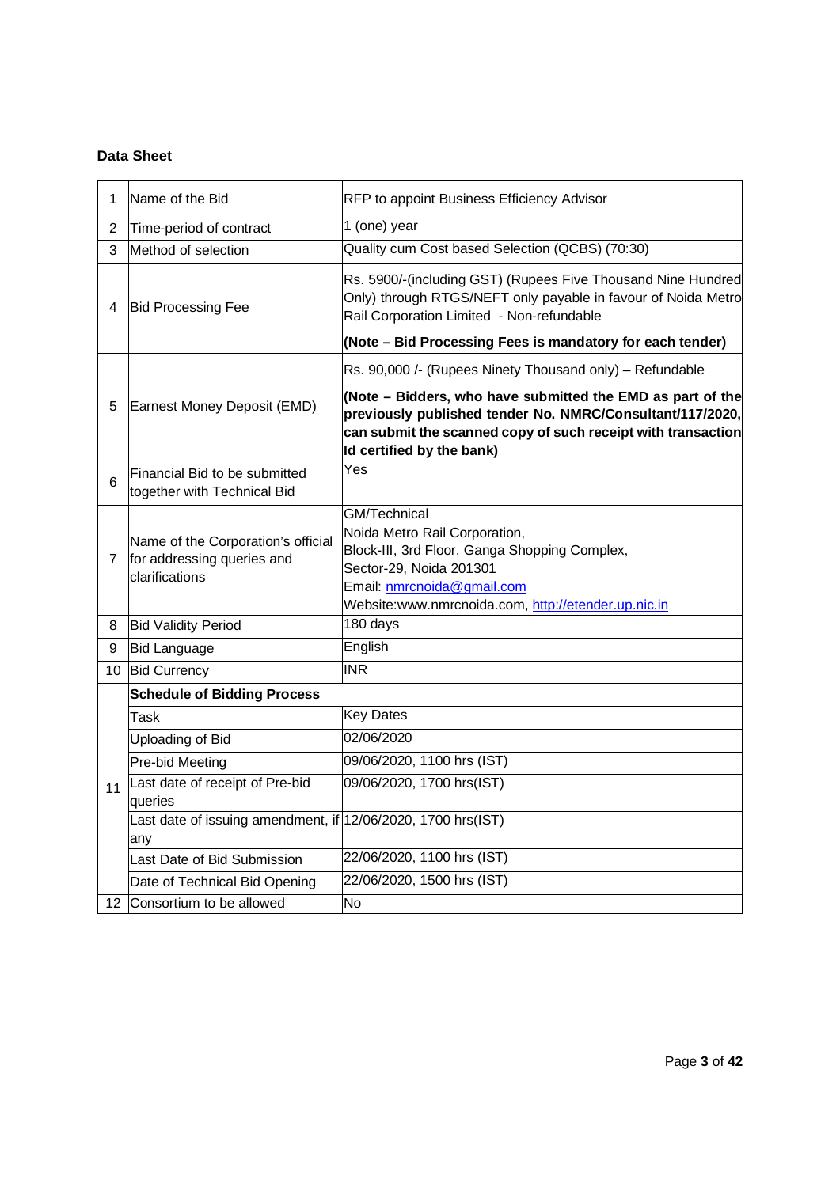**Data Sheet**

| | | |
|---|---|---|
| 1 | Name of the Bid | RFP to appoint Business Efficiency Advisor |
| 2 | Time-period of contract | 1 (one) year |
| 3 | Method of selection | Quality cum Cost based Selection (QCBS) (70:30) |
| 4 | Bid Processing Fee | Rs. 5900/-(including GST) (Rupees Five Thousand Nine Hundred Only) through RTGS/NEFT only payable in favour of Noida Metro Rail Corporation Limited - Non-refundable<br>**(Note – Bid Processing Fees is mandatory for each tender)** |
| 5 | Earnest Money Deposit (EMD) | Rs. 90,000 /- (Rupees Ninety Thousand only) – Refundable<br>**(Note – Bidders, who have submitted the EMD as part of the previously published tender No. NMRC/Consultant/117/2020, can submit the scanned copy of such receipt with transaction Id certified by the bank)** |
| 6 | Financial Bid to be submitted together with Technical Bid | Yes |
| 7 | Name of the Corporation's official for addressing queries and clarifications | GM/Technical<br>Noida Metro Rail Corporation,<br>Block-III, 3rd Floor, Ganga Shopping Complex,<br>Sector-29, Noida 201301<br>Email: nmrcnoida@gmail.com<br>Website:www.nmrcnoida.com, http://etender.up.nic.in |
| 8 | Bid Validity Period | 180 days |
| 9 | Bid Language | English |
| 10 | Bid Currency | INR |
| 11 | **Schedule of Bidding Process** | |
| | Task | Key Dates |
| | Uploading of Bid | 02/06/2020 |
| | Pre-bid Meeting | 09/06/2020, 1100 hrs (IST) |
| | Last date of receipt of Pre-bid queries | 09/06/2020, 1700 hrs(IST) |
| | Last date of issuing amendment, if any | 12/06/2020, 1700 hrs(IST) |
| | Last Date of Bid Submission | 22/06/2020, 1100 hrs (IST) |
| | Date of Technical Bid Opening | 22/06/2020, 1500 hrs (IST) |
| 12 | Consortium to be allowed | No |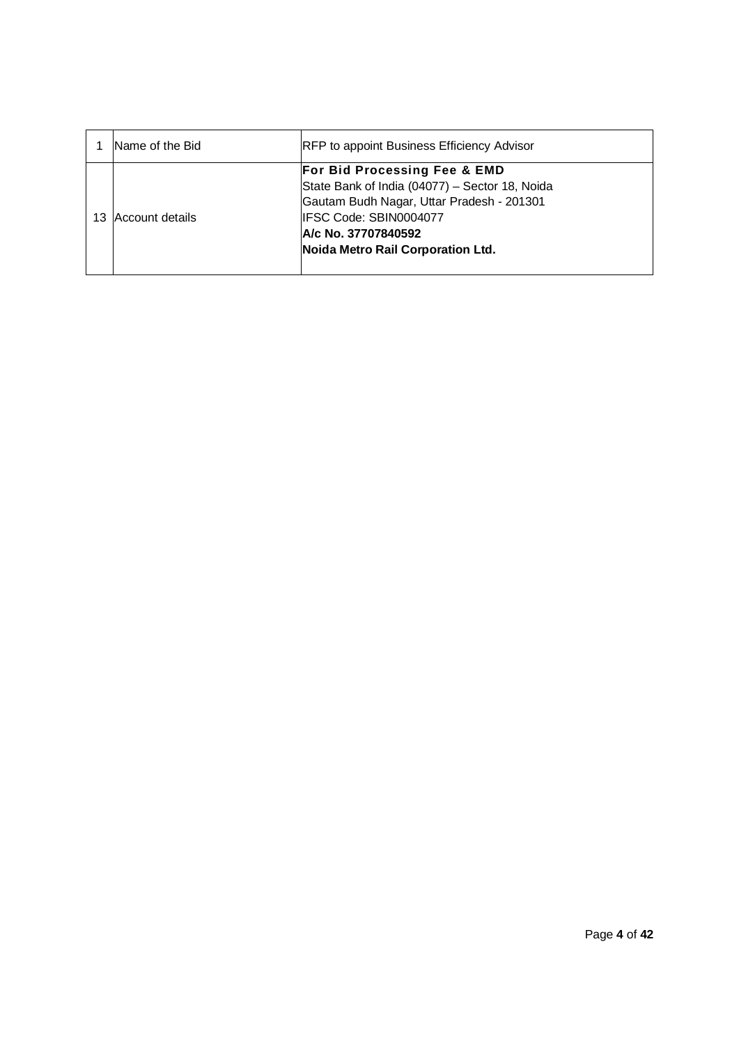| 1 | Name of the Bid | RFP to appoint Business Efficiency Advisor |
|---|---|---|
| 13 | Account details | **For Bid Processing Fee & EMD**<br>State Bank of India (04077) – Sector 18, Noida<br>Gautam Budh Nagar, Uttar Pradesh - 201301<br>IFSC Code: SBIN0004077<br>**A/c No. 37707840592**<br>**Noida Metro Rail Corporation Ltd.** |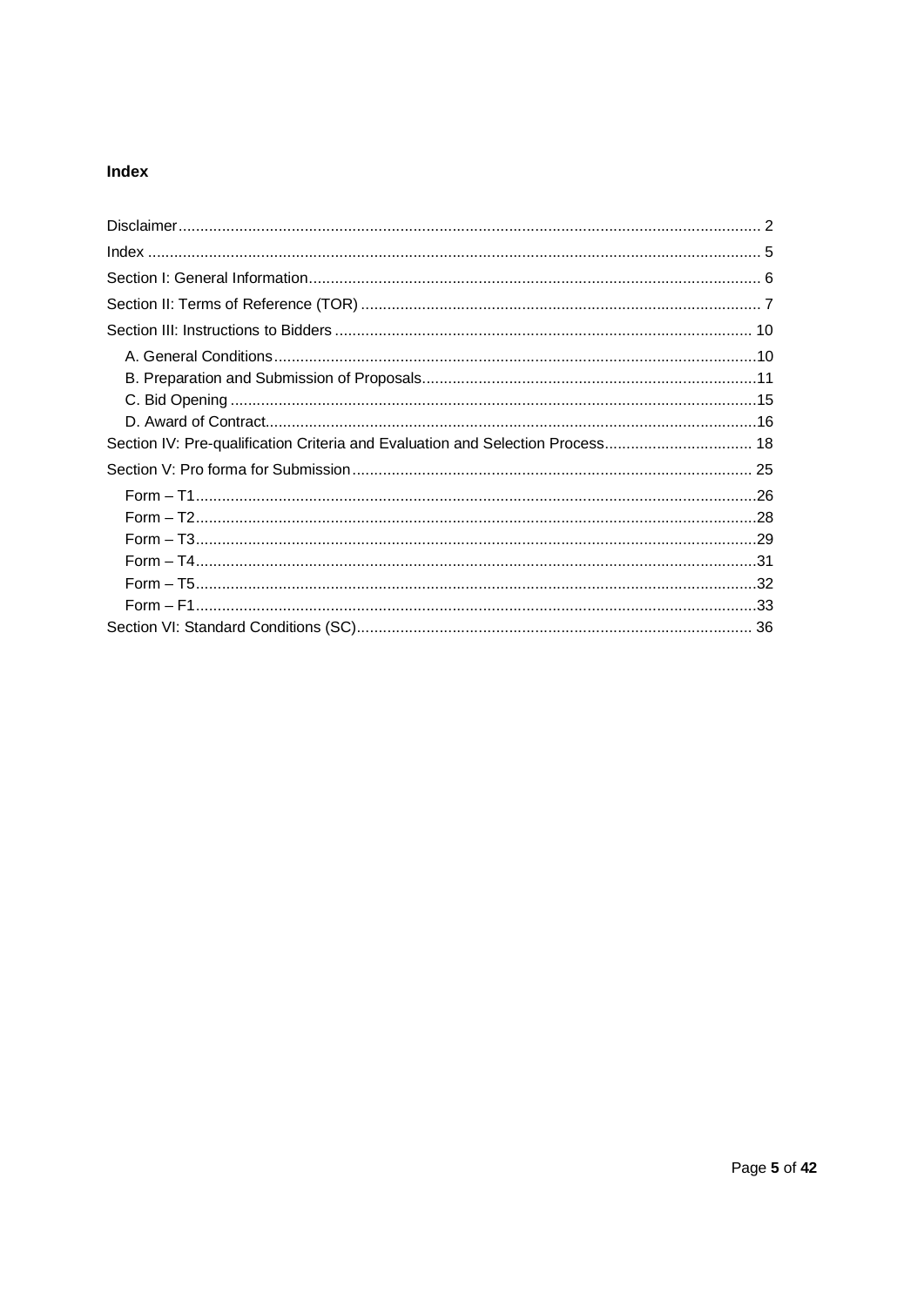## Index

- Disclaimer ..... 2
- Index ..... 5
- Section I: General Information ..... 6
- Section II: Terms of Reference (TOR) ..... 7
- Section III: Instructions to Bidders ..... 10
  - A. General Conditions ..... 10
  - B. Preparation and Submission of Proposals ..... 11
  - C. Bid Opening ..... 15
  - D. Award of Contract ..... 16
- Section IV: Pre-qualification Criteria and Evaluation and Selection Process ..... 18
- Section V: Pro forma for Submission ..... 25
  - Form – T1 ..... 26
  - Form – T2 ..... 28
  - Form – T3 ..... 29
  - Form – T4 ..... 31
  - Form – T5 ..... 32
  - Form – F1 ..... 33
- Section VI: Standard Conditions (SC) ..... 36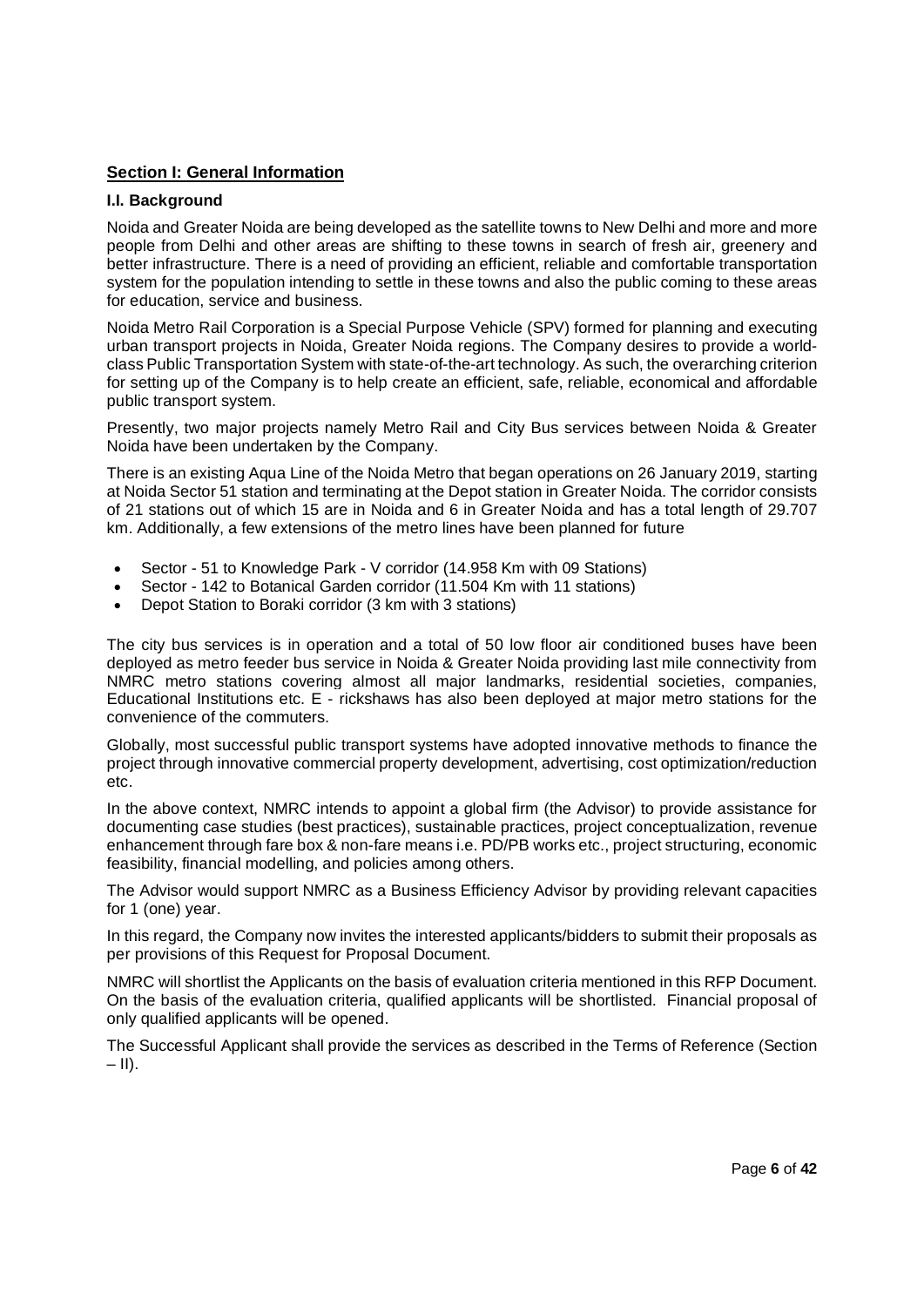## Section I: General Information

### I.I. Background

Noida and Greater Noida are being developed as the satellite towns to New Delhi and more and more people from Delhi and other areas are shifting to these towns in search of fresh air, greenery and better infrastructure. There is a need of providing an efficient, reliable and comfortable transportation system for the population intending to settle in these towns and also the public coming to these areas for education, service and business.

Noida Metro Rail Corporation is a Special Purpose Vehicle (SPV) formed for planning and executing urban transport projects in Noida, Greater Noida regions. The Company desires to provide a world-class Public Transportation System with state-of-the-art technology. As such, the overarching criterion for setting up of the Company is to help create an efficient, safe, reliable, economical and affordable public transport system.

Presently, two major projects namely Metro Rail and City Bus services between Noida & Greater Noida have been undertaken by the Company.

There is an existing Aqua Line of the Noida Metro that began operations on 26 January 2019, starting at Noida Sector 51 station and terminating at the Depot station in Greater Noida. The corridor consists of 21 stations out of which 15 are in Noida and 6 in Greater Noida and has a total length of 29.707 km. Additionally, a few extensions of the metro lines have been planned for future

- Sector - 51 to Knowledge Park - V corridor (14.958 Km with 09 Stations)
- Sector - 142 to Botanical Garden corridor (11.504 Km with 11 stations)
- Depot Station to Boraki corridor (3 km with 3 stations)

The city bus services is in operation and a total of 50 low floor air conditioned buses have been deployed as metro feeder bus service in Noida & Greater Noida providing last mile connectivity from NMRC metro stations covering almost all major landmarks, residential societies, companies, Educational Institutions etc. E - rickshaws has also been deployed at major metro stations for the convenience of the commuters.

Globally, most successful public transport systems have adopted innovative methods to finance the project through innovative commercial property development, advertising, cost optimization/reduction etc.

In the above context, NMRC intends to appoint a global firm (the Advisor) to provide assistance for documenting case studies (best practices), sustainable practices, project conceptualization, revenue enhancement through fare box & non-fare means i.e. PD/PB works etc., project structuring, economic feasibility, financial modelling, and policies among others.

The Advisor would support NMRC as a Business Efficiency Advisor by providing relevant capacities for 1 (one) year.

In this regard, the Company now invites the interested applicants/bidders to submit their proposals as per provisions of this Request for Proposal Document.

NMRC will shortlist the Applicants on the basis of evaluation criteria mentioned in this RFP Document. On the basis of the evaluation criteria, qualified applicants will be shortlisted. Financial proposal of only qualified applicants will be opened.

The Successful Applicant shall provide the services as described in the Terms of Reference (Section – II).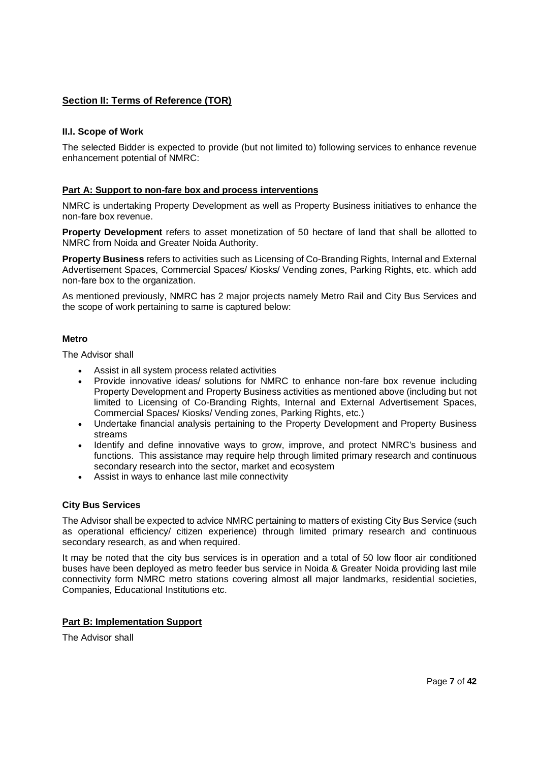## Section II: Terms of Reference (TOR)

### II.I. Scope of Work

The selected Bidder is expected to provide (but not limited to) following services to enhance revenue enhancement potential of NMRC:

#### Part A: Support to non-fare box and process interventions

NMRC is undertaking Property Development as well as Property Business initiatives to enhance the non-fare box revenue.

**Property Development** refers to asset monetization of 50 hectare of land that shall be allotted to NMRC from Noida and Greater Noida Authority.

**Property Business** refers to activities such as Licensing of Co-Branding Rights, Internal and External Advertisement Spaces, Commercial Spaces/ Kiosks/ Vending zones, Parking Rights, etc. which add non-fare box to the organization.

As mentioned previously, NMRC has 2 major projects namely Metro Rail and City Bus Services and the scope of work pertaining to same is captured below:

**Metro**

The Advisor shall

- Assist in all system process related activities
- Provide innovative ideas/ solutions for NMRC to enhance non-fare box revenue including Property Development and Property Business activities as mentioned above (including but not limited to Licensing of Co-Branding Rights, Internal and External Advertisement Spaces, Commercial Spaces/ Kiosks/ Vending zones, Parking Rights, etc.)
- Undertake financial analysis pertaining to the Property Development and Property Business streams
- Identify and define innovative ways to grow, improve, and protect NMRC's business and functions. This assistance may require help through limited primary research and continuous secondary research into the sector, market and ecosystem
- Assist in ways to enhance last mile connectivity

**City Bus Services**

The Advisor shall be expected to advice NMRC pertaining to matters of existing City Bus Service (such as operational efficiency/ citizen experience) through limited primary research and continuous secondary research, as and when required.

It may be noted that the city bus services is in operation and a total of 50 low floor air conditioned buses have been deployed as metro feeder bus service in Noida & Greater Noida providing last mile connectivity form NMRC metro stations covering almost all major landmarks, residential societies, Companies, Educational Institutions etc.

#### Part B: Implementation Support

The Advisor shall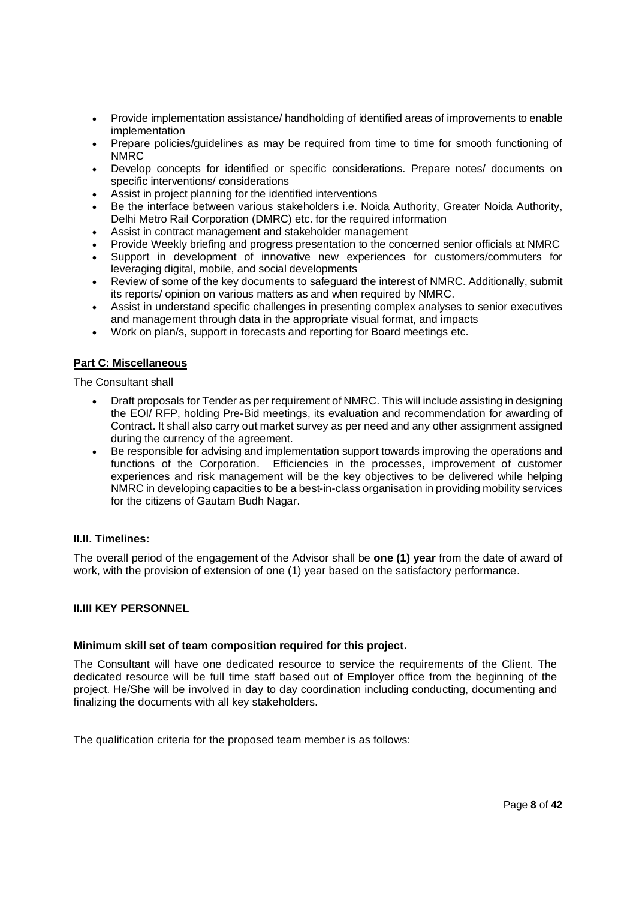- Provide implementation assistance/ handholding of identified areas of improvements to enable implementation
- Prepare policies/guidelines as may be required from time to time for smooth functioning of NMRC
- Develop concepts for identified or specific considerations. Prepare notes/ documents on specific interventions/ considerations
- Assist in project planning for the identified interventions
- Be the interface between various stakeholders i.e. Noida Authority, Greater Noida Authority, Delhi Metro Rail Corporation (DMRC) etc. for the required information
- Assist in contract management and stakeholder management
- Provide Weekly briefing and progress presentation to the concerned senior officials at NMRC
- Support in development of innovative new experiences for customers/commuters for leveraging digital, mobile, and social developments
- Review of some of the key documents to safeguard the interest of NMRC. Additionally, submit its reports/ opinion on various matters as and when required by NMRC.
- Assist in understand specific challenges in presenting complex analyses to senior executives and management through data in the appropriate visual format, and impacts
- Work on plan/s, support in forecasts and reporting for Board meetings etc.

**Part C: Miscellaneous**

The Consultant shall

- Draft proposals for Tender as per requirement of NMRC. This will include assisting in designing the EOI/ RFP, holding Pre-Bid meetings, its evaluation and recommendation for awarding of Contract. It shall also carry out market survey as per need and any other assignment assigned during the currency of the agreement.
- Be responsible for advising and implementation support towards improving the operations and functions of the Corporation. Efficiencies in the processes, improvement of customer experiences and risk management will be the key objectives to be delivered while helping NMRC in developing capacities to be a best-in-class organisation in providing mobility services for the citizens of Gautam Budh Nagar.

**II.II. Timelines:**

The overall period of the engagement of the Advisor shall be **one (1) year** from the date of award of work, with the provision of extension of one (1) year based on the satisfactory performance.

**II.III KEY PERSONNEL**

**Minimum skill set of team composition required for this project.**

The Consultant will have one dedicated resource to service the requirements of the Client. The dedicated resource will be full time staff based out of Employer office from the beginning of the project. He/She will be involved in day to day coordination including conducting, documenting and finalizing the documents with all key stakeholders.

The qualification criteria for the proposed team member is as follows: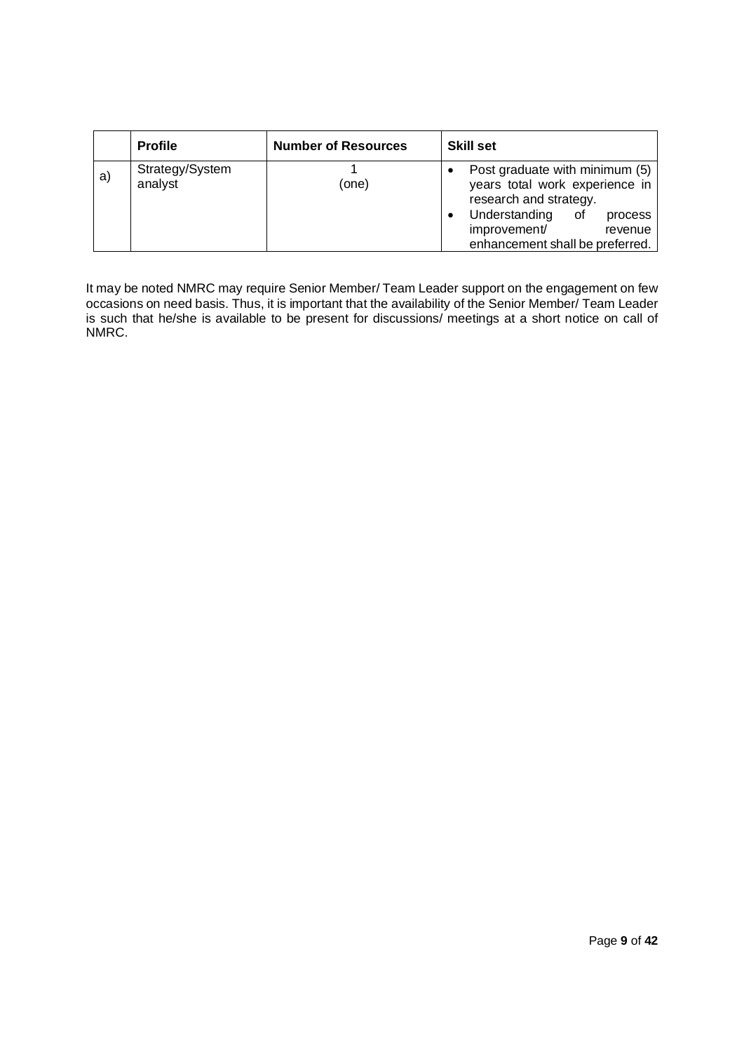| | Profile | Number of Resources | Skill set |
|---|---|---|---|
| a) | Strategy/System analyst | 1 (one) | • Post graduate with minimum (5) years total work experience in research and strategy.<br>• Understanding of process improvement/ revenue enhancement shall be preferred. |

It may be noted NMRC may require Senior Member/ Team Leader support on the engagement on few occasions on need basis. Thus, it is important that the availability of the Senior Member/ Team Leader is such that he/she is available to be present for discussions/ meetings at a short notice on call of NMRC.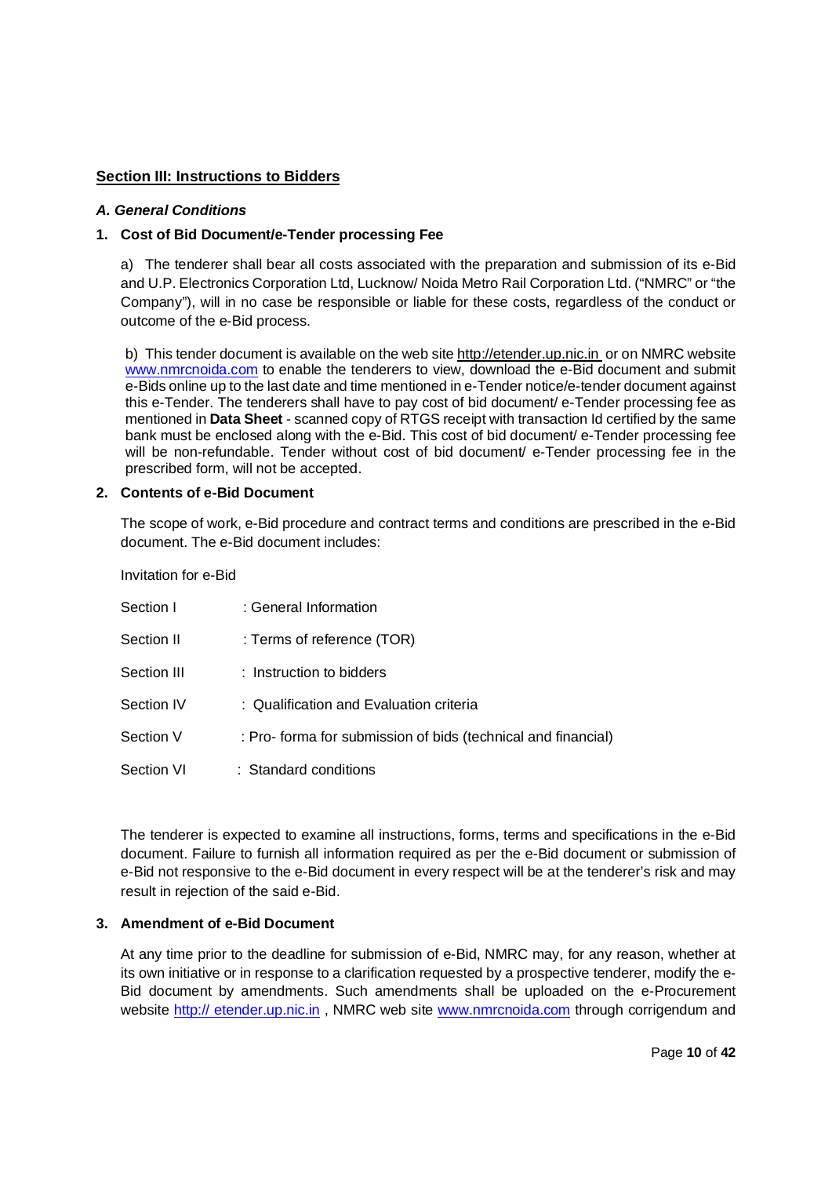## Section III: Instructions to Bidders

***A. General Conditions***

**1. Cost of Bid Document/e-Tender processing Fee**

a) The tenderer shall bear all costs associated with the preparation and submission of its e-Bid and U.P. Electronics Corporation Ltd, Lucknow/ Noida Metro Rail Corporation Ltd. ("NMRC" or "the Company"), will in no case be responsible or liable for these costs, regardless of the conduct or outcome of the e-Bid process.

b) This tender document is available on the web site http://etender.up.nic.in or on NMRC website www.nmrcnoida.com to enable the tenderers to view, download the e-Bid document and submit e-Bids online up to the last date and time mentioned in e-Tender notice/e-tender document against this e-Tender. The tenderers shall have to pay cost of bid document/ e-Tender processing fee as mentioned in **Data Sheet** - scanned copy of RTGS receipt with transaction Id certified by the same bank must be enclosed along with the e-Bid. This cost of bid document/ e-Tender processing fee will be non-refundable. Tender without cost of bid document/ e-Tender processing fee in the prescribed form, will not be accepted.

**2. Contents of e-Bid Document**

The scope of work, e-Bid procedure and contract terms and conditions are prescribed in the e-Bid document. The e-Bid document includes:

Invitation for e-Bid

| | |
|---|---|
| Section I | : General Information |
| Section II | : Terms of reference (TOR) |
| Section III | : Instruction to bidders |
| Section IV | : Qualification and Evaluation criteria |
| Section V | : Pro- forma for submission of bids (technical and financial) |
| Section VI | : Standard conditions |

The tenderer is expected to examine all instructions, forms, terms and specifications in the e-Bid document. Failure to furnish all information required as per the e-Bid document or submission of e-Bid not responsive to the e-Bid document in every respect will be at the tenderer's risk and may result in rejection of the said e-Bid.

**3. Amendment of e-Bid Document**

At any time prior to the deadline for submission of e-Bid, NMRC may, for any reason, whether at its own initiative or in response to a clarification requested by a prospective tenderer, modify the e-Bid document by amendments. Such amendments shall be uploaded on the e-Procurement website http:// etender.up.nic.in , NMRC web site www.nmrcnoida.com through corrigendum and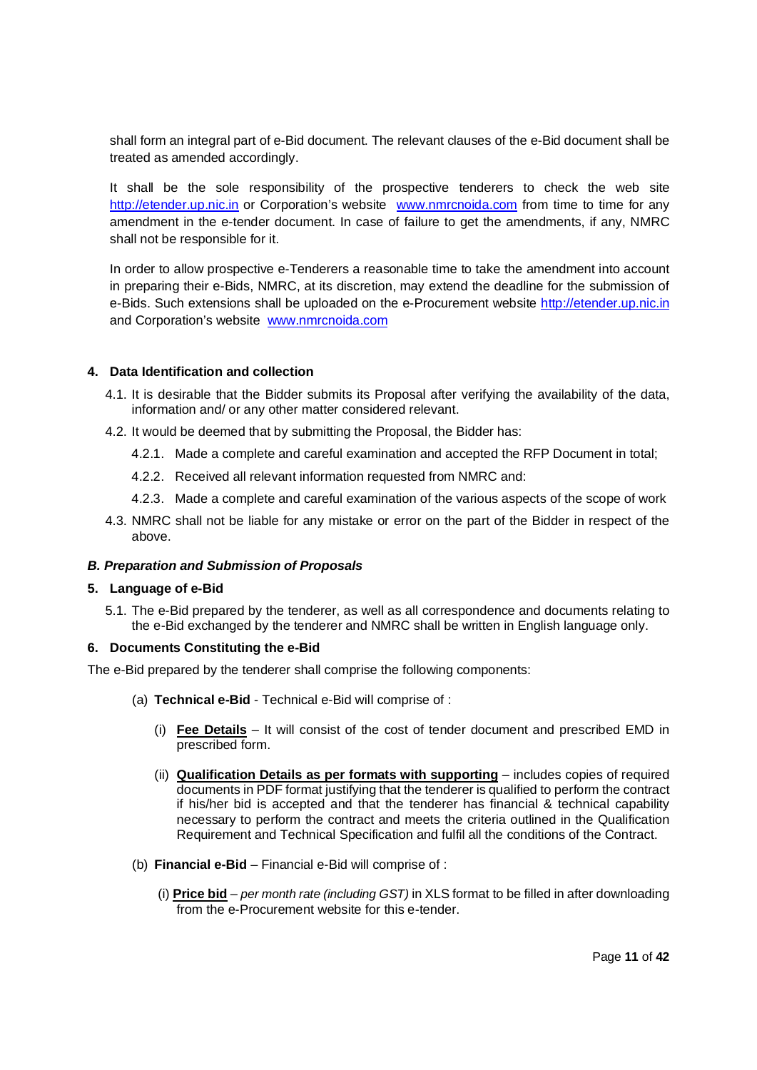shall form an integral part of e-Bid document. The relevant clauses of the e-Bid document shall be treated as amended accordingly.

It shall be the sole responsibility of the prospective tenderers to check the web site http://etender.up.nic.in or Corporation's website www.nmrcnoida.com from time to time for any amendment in the e-tender document. In case of failure to get the amendments, if any, NMRC shall not be responsible for it.

In order to allow prospective e-Tenderers a reasonable time to take the amendment into account in preparing their e-Bids, NMRC, at its discretion, may extend the deadline for the submission of e-Bids. Such extensions shall be uploaded on the e-Procurement website http://etender.up.nic.in and Corporation's website www.nmrcnoida.com

**4. Data Identification and collection**

4.1. It is desirable that the Bidder submits its Proposal after verifying the availability of the data, information and/ or any other matter considered relevant.

4.2. It would be deemed that by submitting the Proposal, the Bidder has:

4.2.1. Made a complete and careful examination and accepted the RFP Document in total;

4.2.2. Received all relevant information requested from NMRC and:

4.2.3. Made a complete and careful examination of the various aspects of the scope of work

4.3. NMRC shall not be liable for any mistake or error on the part of the Bidder in respect of the above.

***B. Preparation and Submission of Proposals***

**5. Language of e-Bid**

5.1. The e-Bid prepared by the tenderer, as well as all correspondence and documents relating to the e-Bid exchanged by the tenderer and NMRC shall be written in English language only.

**6. Documents Constituting the e-Bid**

The e-Bid prepared by the tenderer shall comprise the following components:

(a) **Technical e-Bid** - Technical e-Bid will comprise of :

(i) **Fee Details** – It will consist of the cost of tender document and prescribed EMD in prescribed form.

(ii) **Qualification Details as per formats with supporting** – includes copies of required documents in PDF format justifying that the tenderer is qualified to perform the contract if his/her bid is accepted and that the tenderer has financial & technical capability necessary to perform the contract and meets the criteria outlined in the Qualification Requirement and Technical Specification and fulfil all the conditions of the Contract.

(b) **Financial e-Bid** – Financial e-Bid will comprise of :

(i) **Price bid** – *per month rate (including GST)* in XLS format to be filled in after downloading from the e-Procurement website for this e-tender.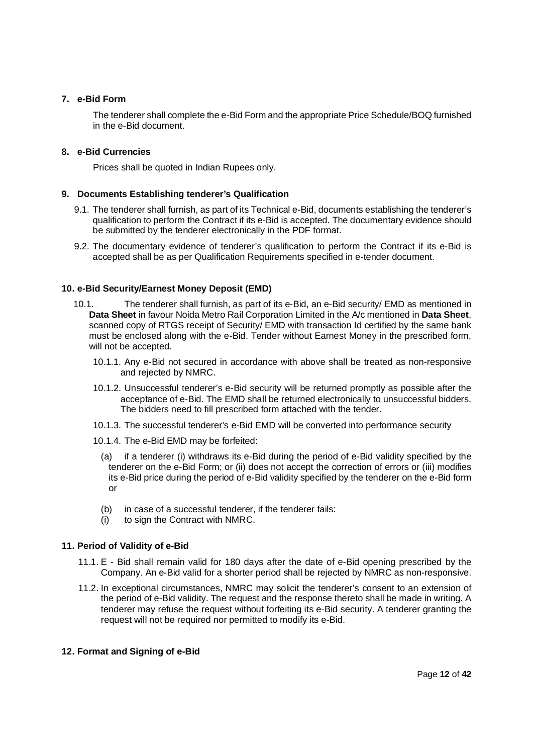## 7. e-Bid Form

The tenderer shall complete the e-Bid Form and the appropriate Price Schedule/BOQ furnished in the e-Bid document.

## 8. e-Bid Currencies

Prices shall be quoted in Indian Rupees only.

## 9. Documents Establishing tenderer's Qualification

9.1. The tenderer shall furnish, as part of its Technical e-Bid, documents establishing the tenderer's qualification to perform the Contract if its e-Bid is accepted. The documentary evidence should be submitted by the tenderer electronically in the PDF format.

9.2. The documentary evidence of tenderer's qualification to perform the Contract if its e-Bid is accepted shall be as per Qualification Requirements specified in e-tender document.

## 10. e-Bid Security/Earnest Money Deposit (EMD)

10.1. The tenderer shall furnish, as part of its e-Bid, an e-Bid security/ EMD as mentioned in **Data Sheet** in favour Noida Metro Rail Corporation Limited in the A/c mentioned in **Data Sheet**, scanned copy of RTGS receipt of Security/ EMD with transaction Id certified by the same bank must be enclosed along with the e-Bid. Tender without Earnest Money in the prescribed form, will not be accepted.

10.1.1. Any e-Bid not secured in accordance with above shall be treated as non-responsive and rejected by NMRC.

10.1.2. Unsuccessful tenderer's e-Bid security will be returned promptly as possible after the acceptance of e-Bid. The EMD shall be returned electronically to unsuccessful bidders. The bidders need to fill prescribed form attached with the tender.

10.1.3. The successful tenderer's e-Bid EMD will be converted into performance security

10.1.4. The e-Bid EMD may be forfeited:

(a) if a tenderer (i) withdraws its e-Bid during the period of e-Bid validity specified by the tenderer on the e-Bid Form; or (ii) does not accept the correction of errors or (iii) modifies its e-Bid price during the period of e-Bid validity specified by the tenderer on the e-Bid form or

(b) in case of a successful tenderer, if the tenderer fails:
(i) to sign the Contract with NMRC.

## 11. Period of Validity of e-Bid

11.1. E - Bid shall remain valid for 180 days after the date of e-Bid opening prescribed by the Company. An e-Bid valid for a shorter period shall be rejected by NMRC as non-responsive.

11.2. In exceptional circumstances, NMRC may solicit the tenderer's consent to an extension of the period of e-Bid validity. The request and the response thereto shall be made in writing. A tenderer may refuse the request without forfeiting its e-Bid security. A tenderer granting the request will not be required nor permitted to modify its e-Bid.

## 12. Format and Signing of e-Bid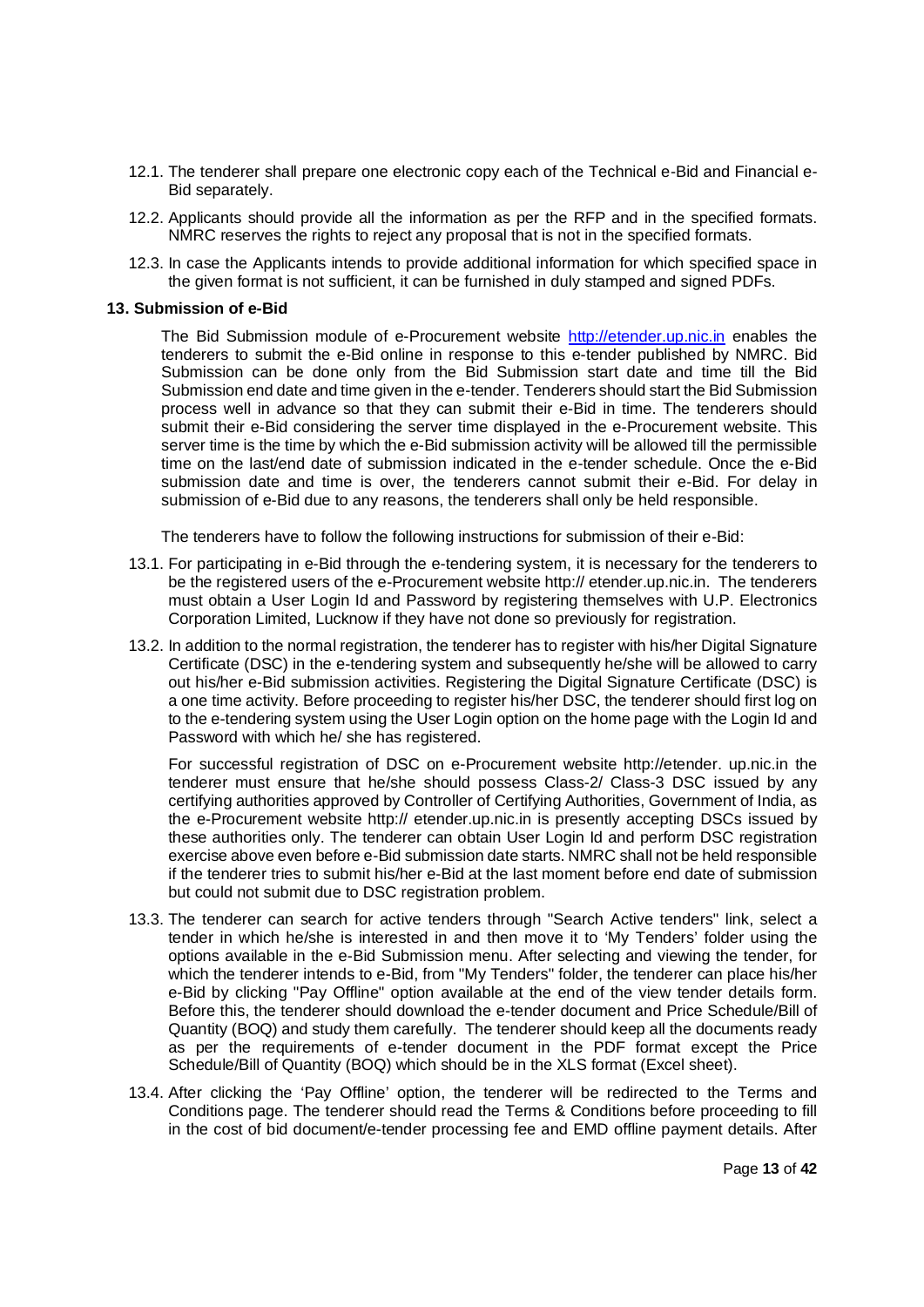12.1. The tenderer shall prepare one electronic copy each of the Technical e-Bid and Financial e-Bid separately.

12.2. Applicants should provide all the information as per the RFP and in the specified formats. NMRC reserves the rights to reject any proposal that is not in the specified formats.

12.3. In case the Applicants intends to provide additional information for which specified space in the given format is not sufficient, it can be furnished in duly stamped and signed PDFs.

**13. Submission of e-Bid**

The Bid Submission module of e-Procurement website [http://etender.up.nic.in](http://etender.up.nic.in) enables the tenderers to submit the e-Bid online in response to this e-tender published by NMRC. Bid Submission can be done only from the Bid Submission start date and time till the Bid Submission end date and time given in the e-tender. Tenderers should start the Bid Submission process well in advance so that they can submit their e-Bid in time. The tenderers should submit their e-Bid considering the server time displayed in the e-Procurement website. This server time is the time by which the e-Bid submission activity will be allowed till the permissible time on the last/end date of submission indicated in the e-tender schedule. Once the e-Bid submission date and time is over, the tenderers cannot submit their e-Bid. For delay in submission of e-Bid due to any reasons, the tenderers shall only be held responsible.

The tenderers have to follow the following instructions for submission of their e-Bid:

13.1. For participating in e-Bid through the e-tendering system, it is necessary for the tenderers to be the registered users of the e-Procurement website http:// etender.up.nic.in. The tenderers must obtain a User Login Id and Password by registering themselves with U.P. Electronics Corporation Limited, Lucknow if they have not done so previously for registration.

13.2. In addition to the normal registration, the tenderer has to register with his/her Digital Signature Certificate (DSC) in the e-tendering system and subsequently he/she will be allowed to carry out his/her e-Bid submission activities. Registering the Digital Signature Certificate (DSC) is a one time activity. Before proceeding to register his/her DSC, the tenderer should first log on to the e-tendering system using the User Login option on the home page with the Login Id and Password with which he/ she has registered.

For successful registration of DSC on e-Procurement website http://etender. up.nic.in the tenderer must ensure that he/she should possess Class-2/ Class-3 DSC issued by any certifying authorities approved by Controller of Certifying Authorities, Government of India, as the e-Procurement website http:// etender.up.nic.in is presently accepting DSCs issued by these authorities only. The tenderer can obtain User Login Id and perform DSC registration exercise above even before e-Bid submission date starts. NMRC shall not be held responsible if the tenderer tries to submit his/her e-Bid at the last moment before end date of submission but could not submit due to DSC registration problem.

13.3. The tenderer can search for active tenders through "Search Active tenders" link, select a tender in which he/she is interested in and then move it to 'My Tenders' folder using the options available in the e-Bid Submission menu. After selecting and viewing the tender, for which the tenderer intends to e-Bid, from "My Tenders" folder, the tenderer can place his/her e-Bid by clicking "Pay Offline" option available at the end of the view tender details form. Before this, the tenderer should download the e-tender document and Price Schedule/Bill of Quantity (BOQ) and study them carefully. The tenderer should keep all the documents ready as per the requirements of e-tender document in the PDF format except the Price Schedule/Bill of Quantity (BOQ) which should be in the XLS format (Excel sheet).

13.4. After clicking the 'Pay Offline' option, the tenderer will be redirected to the Terms and Conditions page. The tenderer should read the Terms & Conditions before proceeding to fill in the cost of bid document/e-tender processing fee and EMD offline payment details. After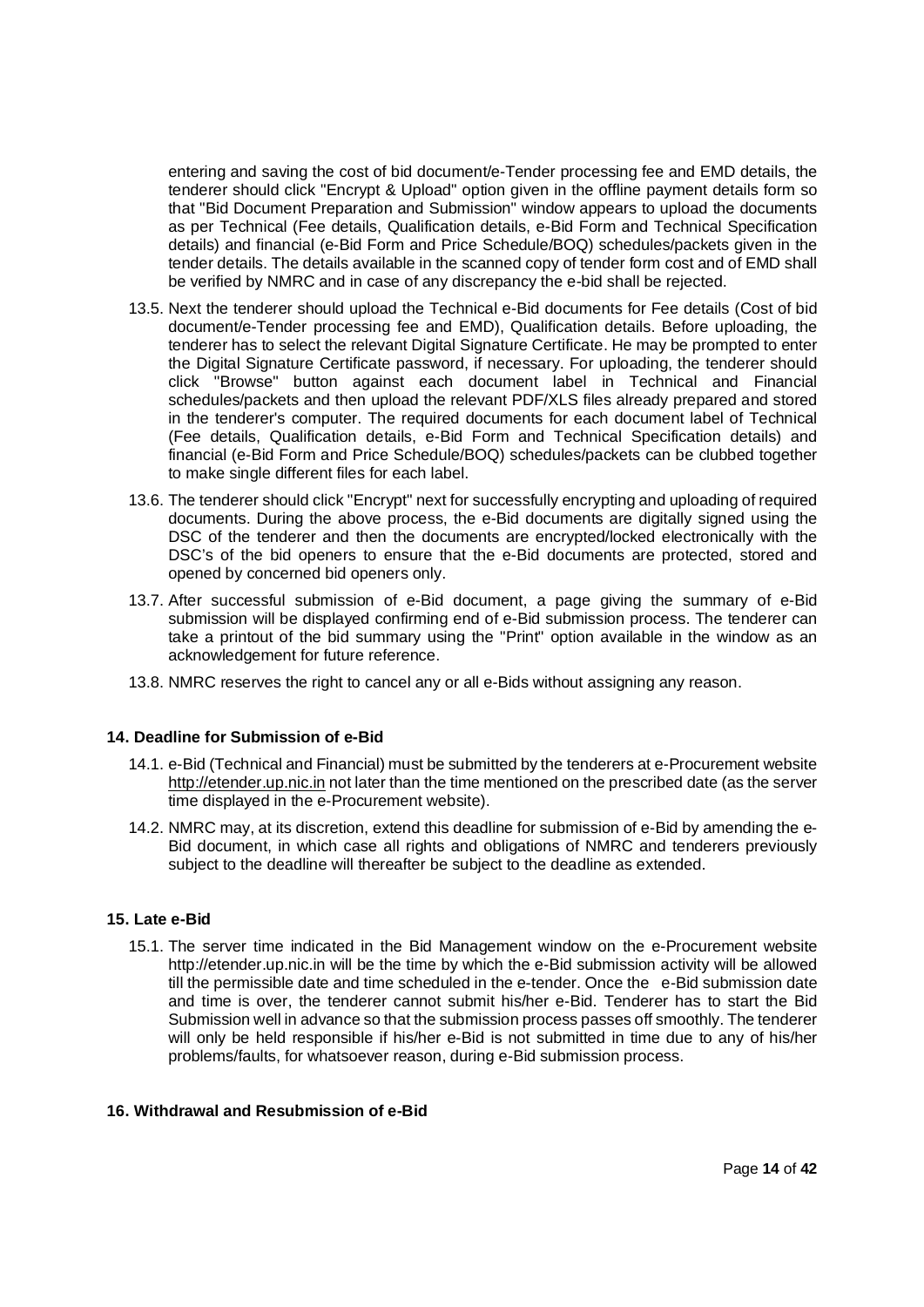entering and saving the cost of bid document/e-Tender processing fee and EMD details, the tenderer should click "Encrypt & Upload" option given in the offline payment details form so that "Bid Document Preparation and Submission" window appears to upload the documents as per Technical (Fee details, Qualification details, e-Bid Form and Technical Specification details) and financial (e-Bid Form and Price Schedule/BOQ) schedules/packets given in the tender details. The details available in the scanned copy of tender form cost and of EMD shall be verified by NMRC and in case of any discrepancy the e-bid shall be rejected.

13.5. Next the tenderer should upload the Technical e-Bid documents for Fee details (Cost of bid document/e-Tender processing fee and EMD), Qualification details. Before uploading, the tenderer has to select the relevant Digital Signature Certificate. He may be prompted to enter the Digital Signature Certificate password, if necessary. For uploading, the tenderer should click "Browse" button against each document label in Technical and Financial schedules/packets and then upload the relevant PDF/XLS files already prepared and stored in the tenderer's computer. The required documents for each document label of Technical (Fee details, Qualification details, e-Bid Form and Technical Specification details) and financial (e-Bid Form and Price Schedule/BOQ) schedules/packets can be clubbed together to make single different files for each label.

13.6. The tenderer should click "Encrypt" next for successfully encrypting and uploading of required documents. During the above process, the e-Bid documents are digitally signed using the DSC of the tenderer and then the documents are encrypted/locked electronically with the DSC's of the bid openers to ensure that the e-Bid documents are protected, stored and opened by concerned bid openers only.

13.7. After successful submission of e-Bid document, a page giving the summary of e-Bid submission will be displayed confirming end of e-Bid submission process. The tenderer can take a printout of the bid summary using the "Print" option available in the window as an acknowledgement for future reference.

13.8. NMRC reserves the right to cancel any or all e-Bids without assigning any reason.

### 14. Deadline for Submission of e-Bid

14.1. e-Bid (Technical and Financial) must be submitted by the tenderers at e-Procurement website http://etender.up.nic.in not later than the time mentioned on the prescribed date (as the server time displayed in the e-Procurement website).

14.2. NMRC may, at its discretion, extend this deadline for submission of e-Bid by amending the e-Bid document, in which case all rights and obligations of NMRC and tenderers previously subject to the deadline will thereafter be subject to the deadline as extended.

### 15. Late e-Bid

15.1. The server time indicated in the Bid Management window on the e-Procurement website http://etender.up.nic.in will be the time by which the e-Bid submission activity will be allowed till the permissible date and time scheduled in the e-tender. Once the e-Bid submission date and time is over, the tenderer cannot submit his/her e-Bid. Tenderer has to start the Bid Submission well in advance so that the submission process passes off smoothly. The tenderer will only be held responsible if his/her e-Bid is not submitted in time due to any of his/her problems/faults, for whatsoever reason, during e-Bid submission process.

### 16. Withdrawal and Resubmission of e-Bid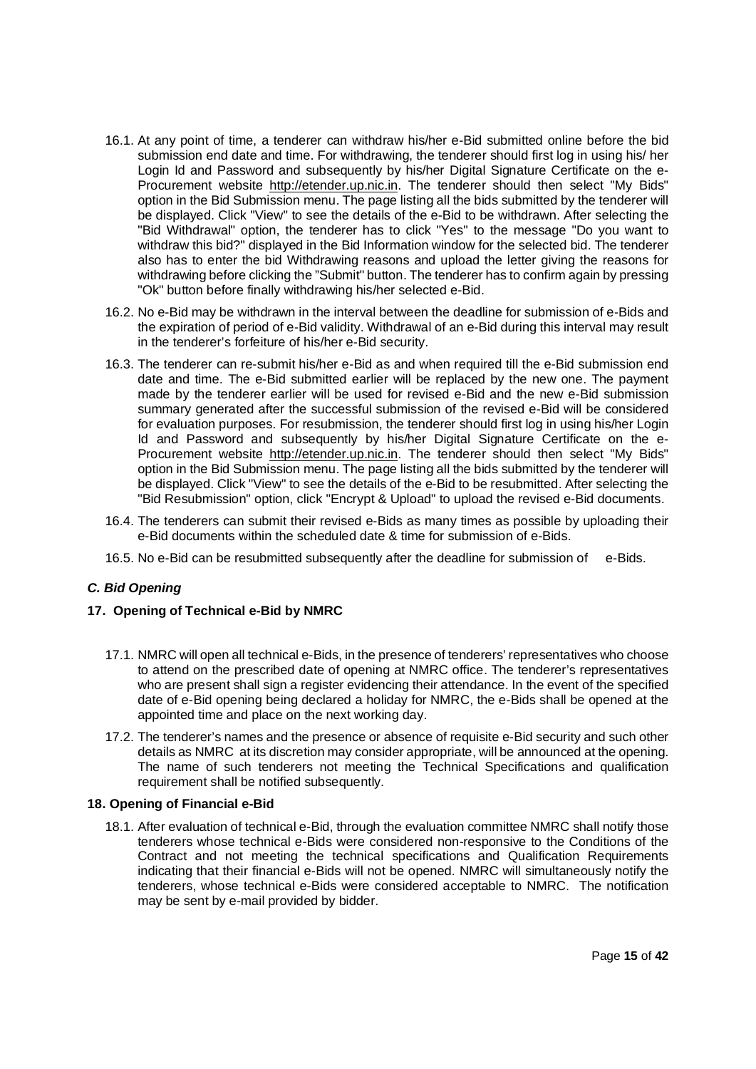16.1. At any point of time, a tenderer can withdraw his/her e-Bid submitted online before the bid submission end date and time. For withdrawing, the tenderer should first log in using his/ her Login Id and Password and subsequently by his/her Digital Signature Certificate on the e-Procurement website http://etender.up.nic.in. The tenderer should then select "My Bids" option in the Bid Submission menu. The page listing all the bids submitted by the tenderer will be displayed. Click "View" to see the details of the e-Bid to be withdrawn. After selecting the "Bid Withdrawal" option, the tenderer has to click "Yes" to the message "Do you want to withdraw this bid?" displayed in the Bid Information window for the selected bid. The tenderer also has to enter the bid Withdrawing reasons and upload the letter giving the reasons for withdrawing before clicking the "Submit" button. The tenderer has to confirm again by pressing "Ok" button before finally withdrawing his/her selected e-Bid.

16.2. No e-Bid may be withdrawn in the interval between the deadline for submission of e-Bids and the expiration of period of e-Bid validity. Withdrawal of an e-Bid during this interval may result in the tenderer's forfeiture of his/her e-Bid security.

16.3. The tenderer can re-submit his/her e-Bid as and when required till the e-Bid submission end date and time. The e-Bid submitted earlier will be replaced by the new one. The payment made by the tenderer earlier will be used for revised e-Bid and the new e-Bid submission summary generated after the successful submission of the revised e-Bid will be considered for evaluation purposes. For resubmission, the tenderer should first log in using his/her Login Id and Password and subsequently by his/her Digital Signature Certificate on the e-Procurement website http://etender.up.nic.in. The tenderer should then select "My Bids" option in the Bid Submission menu. The page listing all the bids submitted by the tenderer will be displayed. Click "View" to see the details of the e-Bid to be resubmitted. After selecting the "Bid Resubmission" option, click "Encrypt & Upload" to upload the revised e-Bid documents.

16.4. The tenderers can submit their revised e-Bids as many times as possible by uploading their e-Bid documents within the scheduled date & time for submission of e-Bids.

16.5. No e-Bid can be resubmitted subsequently after the deadline for submission of e-Bids.

### *C. Bid Opening*

#### 17. Opening of Technical e-Bid by NMRC

17.1. NMRC will open all technical e-Bids, in the presence of tenderers' representatives who choose to attend on the prescribed date of opening at NMRC office. The tenderer's representatives who are present shall sign a register evidencing their attendance. In the event of the specified date of e-Bid opening being declared a holiday for NMRC, the e-Bids shall be opened at the appointed time and place on the next working day.

17.2. The tenderer's names and the presence or absence of requisite e-Bid security and such other details as NMRC at its discretion may consider appropriate, will be announced at the opening. The name of such tenderers not meeting the Technical Specifications and qualification requirement shall be notified subsequently.

#### 18. Opening of Financial e-Bid

18.1. After evaluation of technical e-Bid, through the evaluation committee NMRC shall notify those tenderers whose technical e-Bids were considered non-responsive to the Conditions of the Contract and not meeting the technical specifications and Qualification Requirements indicating that their financial e-Bids will not be opened. NMRC will simultaneously notify the tenderers, whose technical e-Bids were considered acceptable to NMRC. The notification may be sent by e-mail provided by bidder.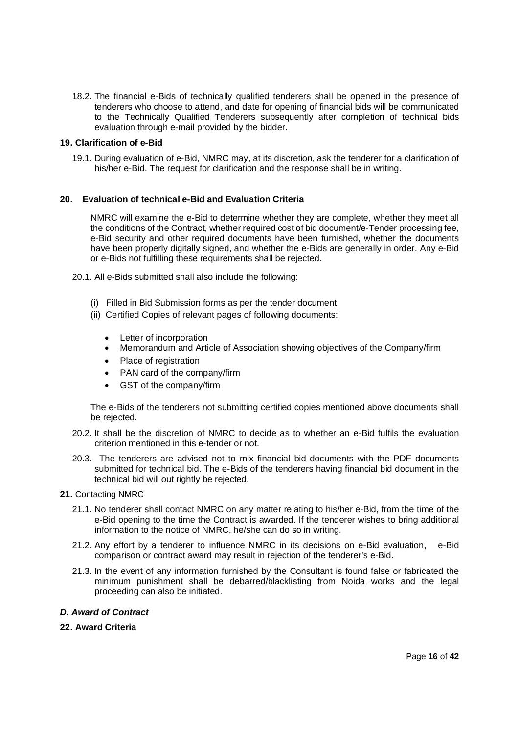18.2. The financial e-Bids of technically qualified tenderers shall be opened in the presence of tenderers who choose to attend, and date for opening of financial bids will be communicated to the Technically Qualified Tenderers subsequently after completion of technical bids evaluation through e-mail provided by the bidder.

**19. Clarification of e-Bid**

19.1. During evaluation of e-Bid, NMRC may, at its discretion, ask the tenderer for a clarification of his/her e-Bid. The request for clarification and the response shall be in writing.

**20. Evaluation of technical e-Bid and Evaluation Criteria**

NMRC will examine the e-Bid to determine whether they are complete, whether they meet all the conditions of the Contract, whether required cost of bid document/e-Tender processing fee, e-Bid security and other required documents have been furnished, whether the documents have been properly digitally signed, and whether the e-Bids are generally in order. Any e-Bid or e-Bids not fulfilling these requirements shall be rejected.

20.1. All e-Bids submitted shall also include the following:

(i) Filled in Bid Submission forms as per the tender document
(ii) Certified Copies of relevant pages of following documents:

- Letter of incorporation
- Memorandum and Article of Association showing objectives of the Company/firm
- Place of registration
- PAN card of the company/firm
- GST of the company/firm

The e-Bids of the tenderers not submitting certified copies mentioned above documents shall be rejected.

20.2. It shall be the discretion of NMRC to decide as to whether an e-Bid fulfils the evaluation criterion mentioned in this e-tender or not.

20.3. The tenderers are advised not to mix financial bid documents with the PDF documents submitted for technical bid. The e-Bids of the tenderers having financial bid document in the technical bid will out rightly be rejected.

**21.** Contacting NMRC

21.1. No tenderer shall contact NMRC on any matter relating to his/her e-Bid, from the time of the e-Bid opening to the time the Contract is awarded. If the tenderer wishes to bring additional information to the notice of NMRC, he/she can do so in writing.

21.2. Any effort by a tenderer to influence NMRC in its decisions on e-Bid evaluation, e-Bid comparison or contract award may result in rejection of the tenderer's e-Bid.

21.3. In the event of any information furnished by the Consultant is found false or fabricated the minimum punishment shall be debarred/blacklisting from Noida works and the legal proceeding can also be initiated.

***D. Award of Contract***

**22. Award Criteria**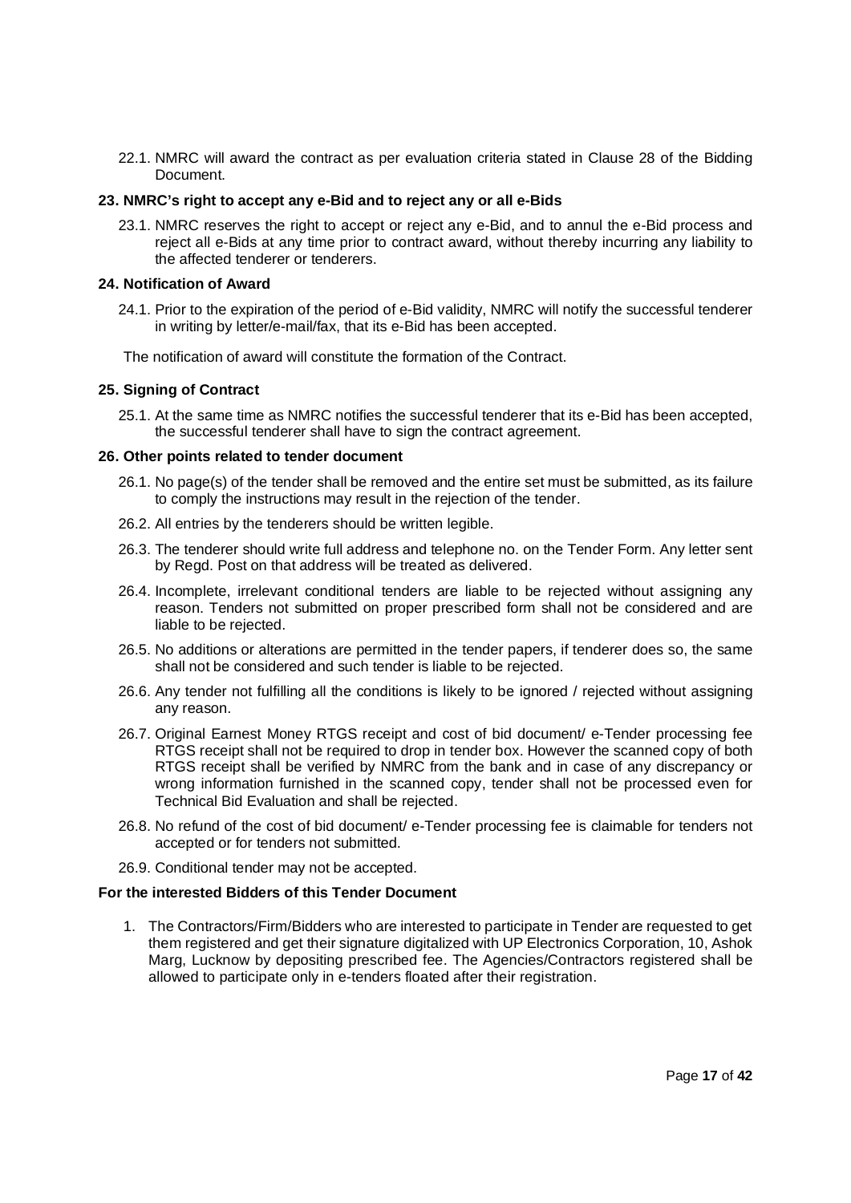22.1. NMRC will award the contract as per evaluation criteria stated in Clause 28 of the Bidding Document.

### 23. NMRC's right to accept any e-Bid and to reject any or all e-Bids

23.1. NMRC reserves the right to accept or reject any e-Bid, and to annul the e-Bid process and reject all e-Bids at any time prior to contract award, without thereby incurring any liability to the affected tenderer or tenderers.

### 24. Notification of Award

24.1. Prior to the expiration of the period of e-Bid validity, NMRC will notify the successful tenderer in writing by letter/e-mail/fax, that its e-Bid has been accepted.

The notification of award will constitute the formation of the Contract.

### 25. Signing of Contract

25.1. At the same time as NMRC notifies the successful tenderer that its e-Bid has been accepted, the successful tenderer shall have to sign the contract agreement.

### 26. Other points related to tender document

26.1. No page(s) of the tender shall be removed and the entire set must be submitted, as its failure to comply the instructions may result in the rejection of the tender.

26.2. All entries by the tenderers should be written legible.

26.3. The tenderer should write full address and telephone no. on the Tender Form. Any letter sent by Regd. Post on that address will be treated as delivered.

26.4. Incomplete, irrelevant conditional tenders are liable to be rejected without assigning any reason. Tenders not submitted on proper prescribed form shall not be considered and are liable to be rejected.

26.5. No additions or alterations are permitted in the tender papers, if tenderer does so, the same shall not be considered and such tender is liable to be rejected.

26.6. Any tender not fulfilling all the conditions is likely to be ignored / rejected without assigning any reason.

26.7. Original Earnest Money RTGS receipt and cost of bid document/ e-Tender processing fee RTGS receipt shall not be required to drop in tender box. However the scanned copy of both RTGS receipt shall be verified by NMRC from the bank and in case of any discrepancy or wrong information furnished in the scanned copy, tender shall not be processed even for Technical Bid Evaluation and shall be rejected.

26.8. No refund of the cost of bid document/ e-Tender processing fee is claimable for tenders not accepted or for tenders not submitted.

26.9. Conditional tender may not be accepted.

### For the interested Bidders of this Tender Document

1. The Contractors/Firm/Bidders who are interested to participate in Tender are requested to get them registered and get their signature digitalized with UP Electronics Corporation, 10, Ashok Marg, Lucknow by depositing prescribed fee. The Agencies/Contractors registered shall be allowed to participate only in e-tenders floated after their registration.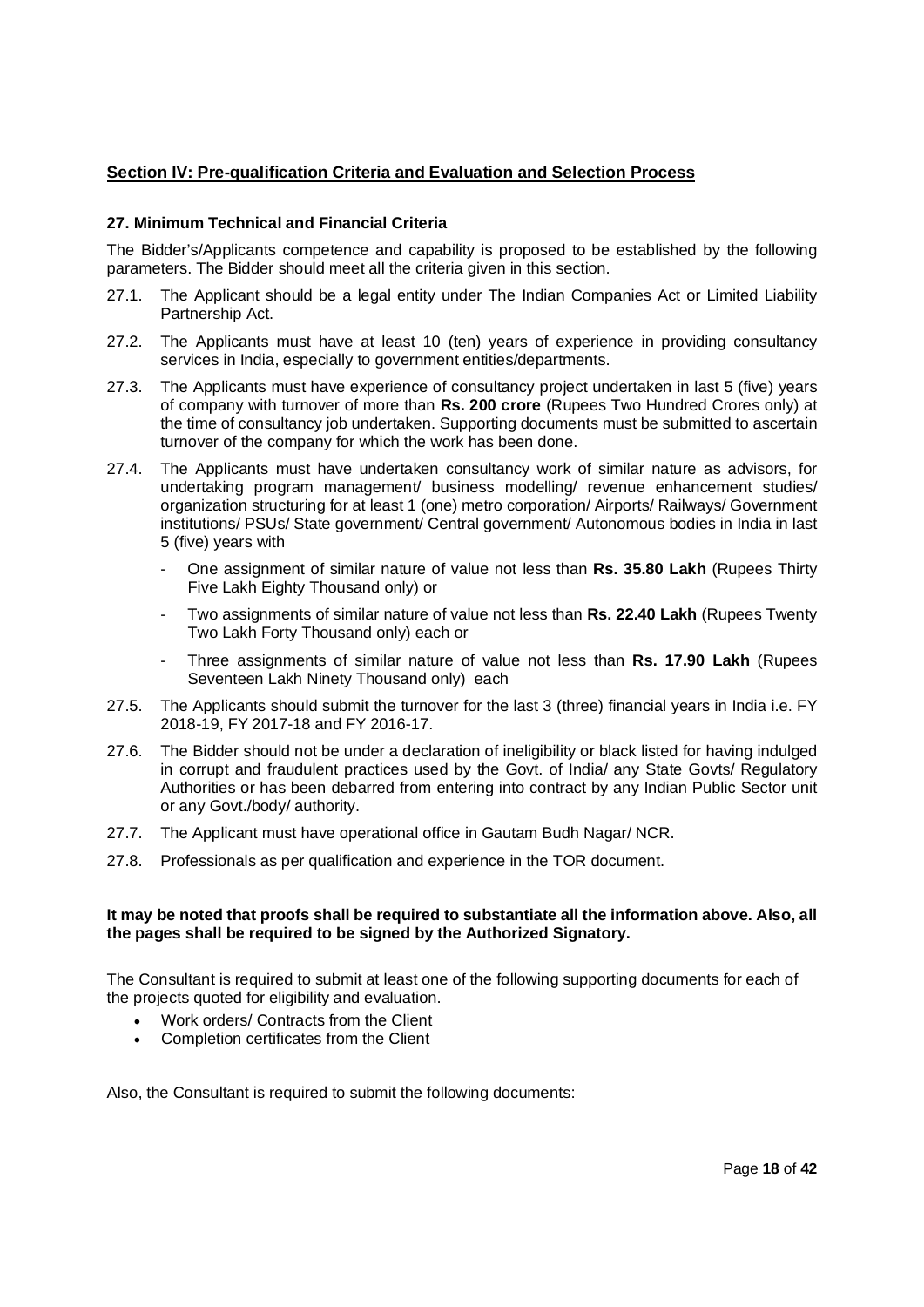## Section IV: Pre-qualification Criteria and Evaluation and Selection Process

### 27. Minimum Technical and Financial Criteria

The Bidder's/Applicants competence and capability is proposed to be established by the following parameters. The Bidder should meet all the criteria given in this section.

27.1. The Applicant should be a legal entity under The Indian Companies Act or Limited Liability Partnership Act.

27.2. The Applicants must have at least 10 (ten) years of experience in providing consultancy services in India, especially to government entities/departments.

27.3. The Applicants must have experience of consultancy project undertaken in last 5 (five) years of company with turnover of more than **Rs. 200 crore** (Rupees Two Hundred Crores only) at the time of consultancy job undertaken. Supporting documents must be submitted to ascertain turnover of the company for which the work has been done.

27.4. The Applicants must have undertaken consultancy work of similar nature as advisors, for undertaking program management/ business modelling/ revenue enhancement studies/ organization structuring for at least 1 (one) metro corporation/ Airports/ Railways/ Government institutions/ PSUs/ State government/ Central government/ Autonomous bodies in India in last 5 (five) years with

- One assignment of similar nature of value not less than **Rs. 35.80 Lakh** (Rupees Thirty Five Lakh Eighty Thousand only) or
- Two assignments of similar nature of value not less than **Rs. 22.40 Lakh** (Rupees Twenty Two Lakh Forty Thousand only) each or
- Three assignments of similar nature of value not less than **Rs. 17.90 Lakh** (Rupees Seventeen Lakh Ninety Thousand only) each

27.5. The Applicants should submit the turnover for the last 3 (three) financial years in India i.e. FY 2018-19, FY 2017-18 and FY 2016-17.

27.6. The Bidder should not be under a declaration of ineligibility or black listed for having indulged in corrupt and fraudulent practices used by the Govt. of India/ any State Govts/ Regulatory Authorities or has been debarred from entering into contract by any Indian Public Sector unit or any Govt./body/ authority.

27.7. The Applicant must have operational office in Gautam Budh Nagar/ NCR.

27.8. Professionals as per qualification and experience in the TOR document.

**It may be noted that proofs shall be required to substantiate all the information above. Also, all the pages shall be required to be signed by the Authorized Signatory.**

The Consultant is required to submit at least one of the following supporting documents for each of the projects quoted for eligibility and evaluation.

- Work orders/ Contracts from the Client
- Completion certificates from the Client

Also, the Consultant is required to submit the following documents: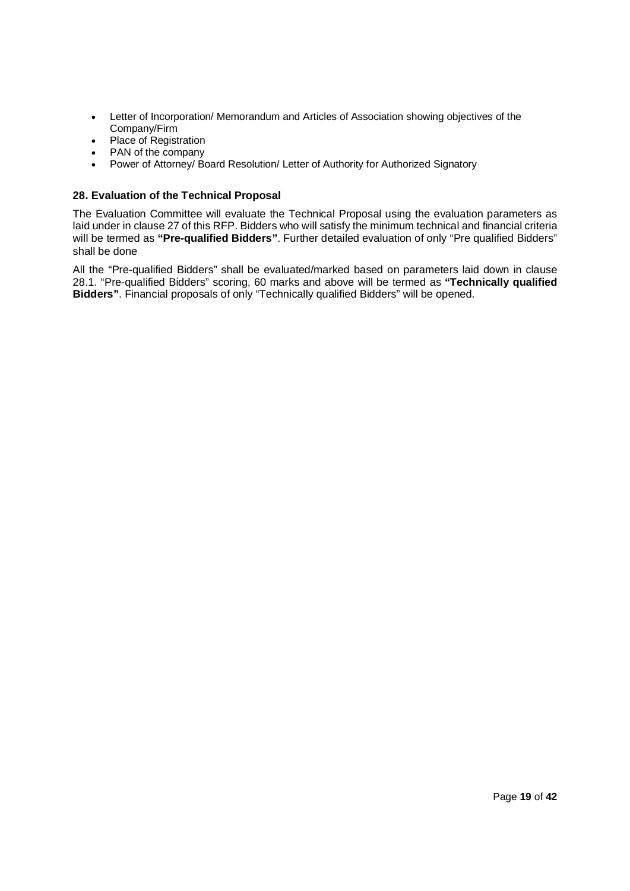- Letter of Incorporation/ Memorandum and Articles of Association showing objectives of the Company/Firm
- Place of Registration
- PAN of the company
- Power of Attorney/ Board Resolution/ Letter of Authority for Authorized Signatory

### 28. Evaluation of the Technical Proposal

The Evaluation Committee will evaluate the Technical Proposal using the evaluation parameters as laid under in clause 27 of this RFP. Bidders who will satisfy the minimum technical and financial criteria will be termed as **"Pre-qualified Bidders"**. Further detailed evaluation of only "Pre qualified Bidders" shall be done

All the "Pre-qualified Bidders" shall be evaluated/marked based on parameters laid down in clause 28.1. "Pre-qualified Bidders" scoring, 60 marks and above will be termed as **"Technically qualified Bidders"**. Financial proposals of only "Technically qualified Bidders" will be opened.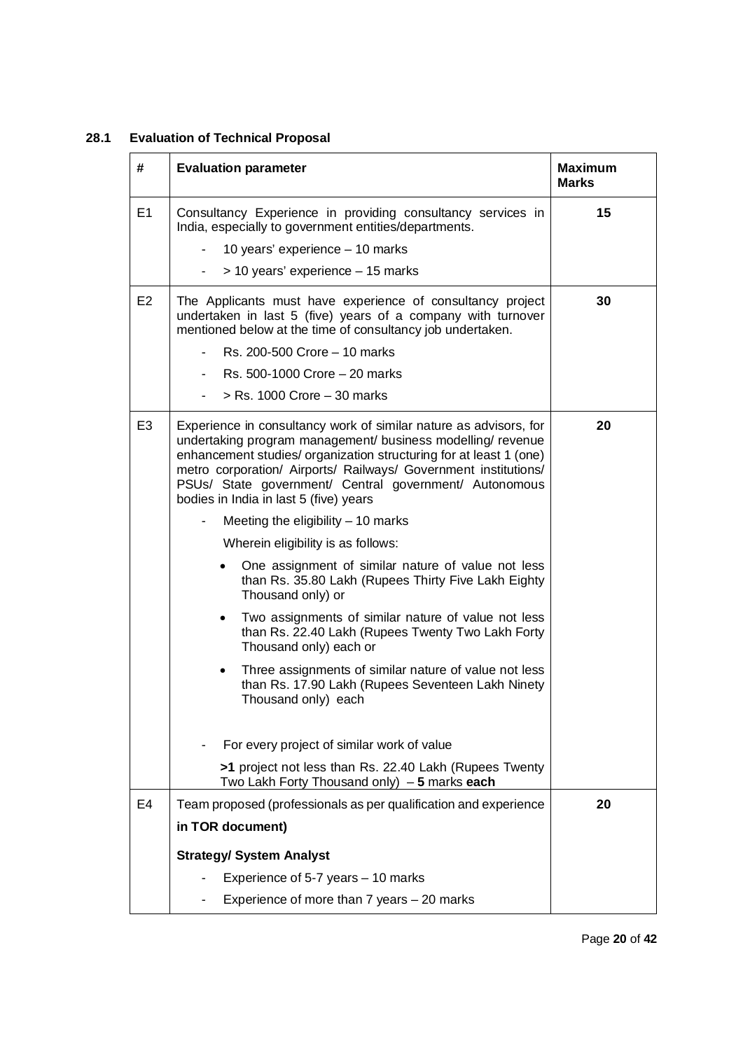### 28.1 Evaluation of Technical Proposal

| # | Evaluation parameter | Maximum Marks |
|---|---|---|
| E1 | Consultancy Experience in providing consultancy services in India, especially to government entities/departments.<br>- 10 years' experience – 10 marks<br>- > 10 years' experience – 15 marks | **15** |
| E2 | The Applicants must have experience of consultancy project undertaken in last 5 (five) years of a company with turnover mentioned below at the time of consultancy job undertaken.<br>- Rs. 200-500 Crore – 10 marks<br>- Rs. 500-1000 Crore – 20 marks<br>- > Rs. 1000 Crore – 30 marks | **30** |
| E3 | Experience in consultancy work of similar nature as advisors, for undertaking program management/ business modelling/ revenue enhancement studies/ organization structuring for at least 1 (one) metro corporation/ Airports/ Railways/ Government institutions/ PSUs/ State government/ Central government/ Autonomous bodies in India in last 5 (five) years<br>- Meeting the eligibility – 10 marks<br>Wherein eligibility is as follows:<br>• One assignment of similar nature of value not less than Rs. 35.80 Lakh (Rupees Thirty Five Lakh Eighty Thousand only) or<br>• Two assignments of similar nature of value not less than Rs. 22.40 Lakh (Rupees Twenty Two Lakh Forty Thousand only) each or<br>• Three assignments of similar nature of value not less than Rs. 17.90 Lakh (Rupees Seventeen Lakh Ninety Thousand only) each<br>- For every project of similar work of value<br>**>1** project not less than Rs. 22.40 Lakh (Rupees Twenty Two Lakh Forty Thousand only) – **5** marks **each** | **20** |
| E4 | Team proposed (professionals as per qualification and experience **in TOR document)**<br>**Strategy/ System Analyst**<br>- Experience of 5-7 years – 10 marks<br>- Experience of more than 7 years – 20 marks | **20** |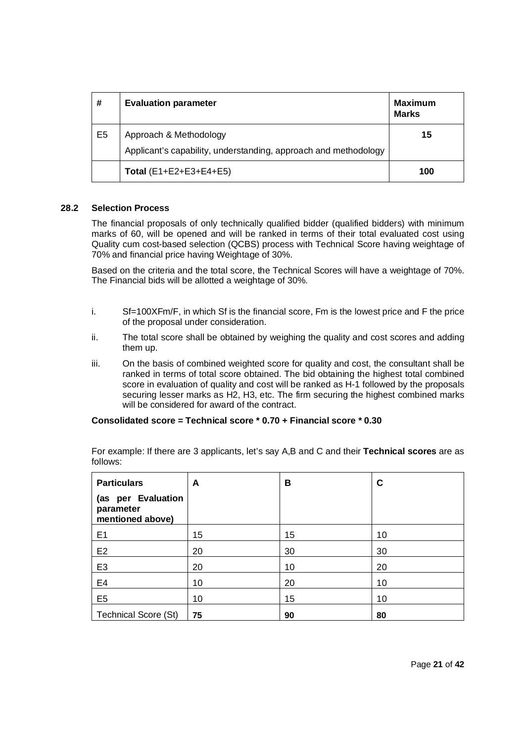| # | Evaluation parameter | Maximum Marks |
|---|---|---|
| E5 | Approach & Methodology<br>Applicant's capability, understanding, approach and methodology | **15** |
| | **Total** (E1+E2+E3+E4+E5) | **100** |

### 28.2 Selection Process

The financial proposals of only technically qualified bidder (qualified bidders) with minimum marks of 60, will be opened and will be ranked in terms of their total evaluated cost using Quality cum cost-based selection (QCBS) process with Technical Score having weightage of 70% and financial price having Weightage of 30%.

Based on the criteria and the total score, the Technical Scores will have a weightage of 70%. The Financial bids will be allotted a weightage of 30%.

i. Sf=100XFm/F, in which Sf is the financial score, Fm is the lowest price and F the price of the proposal under consideration.

ii. The total score shall be obtained by weighing the quality and cost scores and adding them up.

iii. On the basis of combined weighted score for quality and cost, the consultant shall be ranked in terms of total score obtained. The bid obtaining the highest total combined score in evaluation of quality and cost will be ranked as H-1 followed by the proposals securing lesser marks as H2, H3, etc. The firm securing the highest combined marks will be considered for award of the contract.

**Consolidated score = Technical score * 0.70 + Financial score * 0.30**

For example: If there are 3 applicants, let's say A,B and C and their **Technical scores** are as follows:

| **Particulars** **(as per Evaluation parameter mentioned above)** | **A** | **B** | **C** |
|---|---|---|---|
| E1 | 15 | 15 | 10 |
| E2 | 20 | 30 | 30 |
| E3 | 20 | 10 | 20 |
| E4 | 10 | 20 | 10 |
| E5 | 10 | 15 | 10 |
| Technical Score (St) | **75** | **90** | **80** |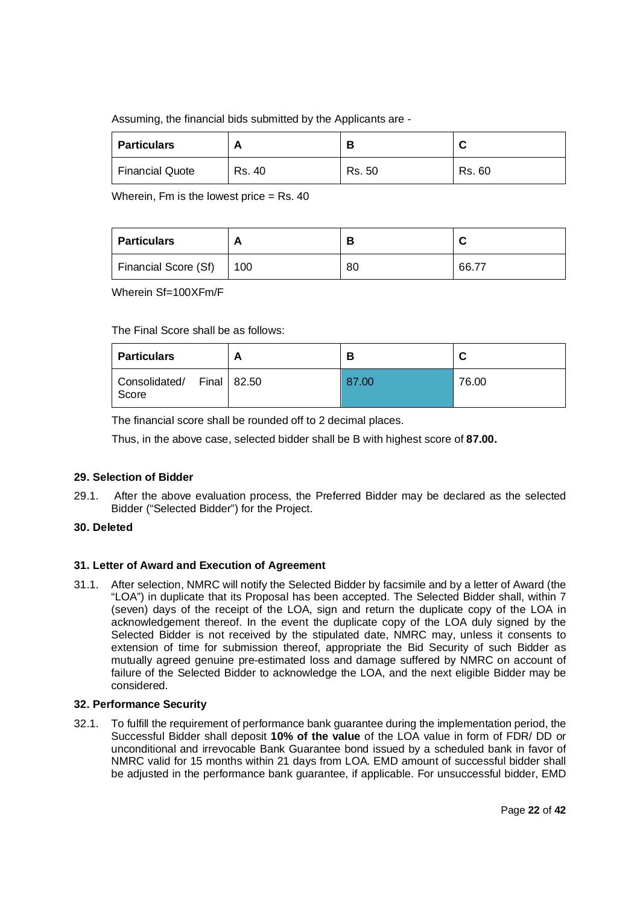Assuming, the financial bids submitted by the Applicants are -

| Particulars | A | B | C |
|---|---|---|---|
| Financial Quote | Rs. 40 | Rs. 50 | Rs. 60 |

Wherein, Fm is the lowest price = Rs. 40

| Particulars | A | B | C |
|---|---|---|---|
| Financial Score (Sf) | 100 | 80 | 66.77 |

Wherein Sf=100XFm/F

The Final Score shall be as follows:

| Particulars | A | B | C |
|---|---|---|---|
| Consolidated/ Final Score | 82.50 | 87.00 | 76.00 |

The financial score shall be rounded off to 2 decimal places.

Thus, in the above case, selected bidder shall be B with highest score of **87.00.**

### 29. Selection of Bidder

29.1. After the above evaluation process, the Preferred Bidder may be declared as the selected Bidder ("Selected Bidder") for the Project.

### 30. Deleted

### 31. Letter of Award and Execution of Agreement

31.1. After selection, NMRC will notify the Selected Bidder by facsimile and by a letter of Award (the "LOA") in duplicate that its Proposal has been accepted. The Selected Bidder shall, within 7 (seven) days of the receipt of the LOA, sign and return the duplicate copy of the LOA in acknowledgement thereof. In the event the duplicate copy of the LOA duly signed by the Selected Bidder is not received by the stipulated date, NMRC may, unless it consents to extension of time for submission thereof, appropriate the Bid Security of such Bidder as mutually agreed genuine pre-estimated loss and damage suffered by NMRC on account of failure of the Selected Bidder to acknowledge the LOA, and the next eligible Bidder may be considered.

### 32. Performance Security

32.1. To fulfill the requirement of performance bank guarantee during the implementation period, the Successful Bidder shall deposit **10% of the value** of the LOA value in form of FDR/ DD or unconditional and irrevocable Bank Guarantee bond issued by a scheduled bank in favor of NMRC valid for 15 months within 21 days from LOA. EMD amount of successful bidder shall be adjusted in the performance bank guarantee, if applicable. For unsuccessful bidder, EMD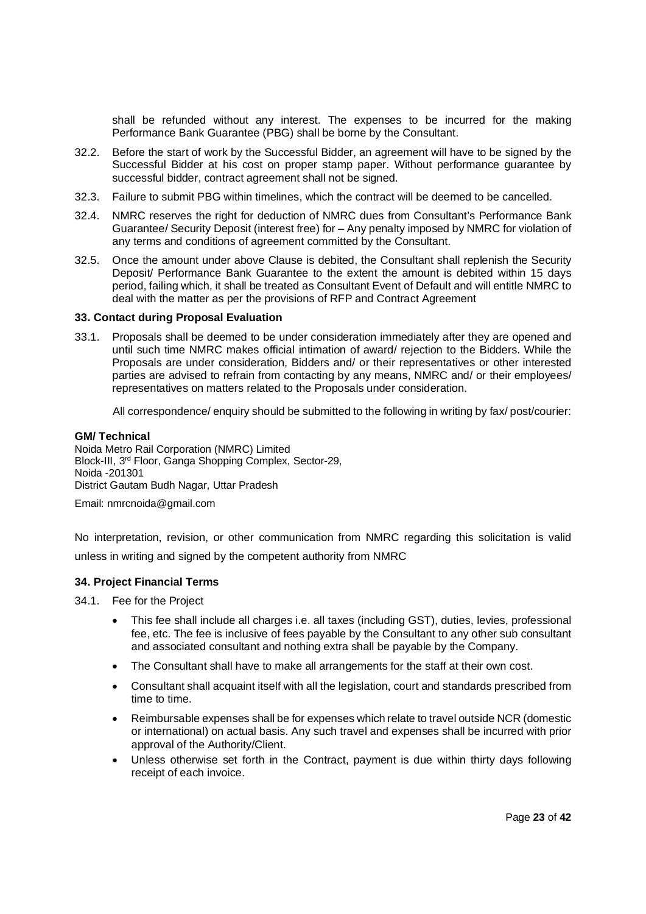shall be refunded without any interest. The expenses to be incurred for the making Performance Bank Guarantee (PBG) shall be borne by the Consultant.

32.2. Before the start of work by the Successful Bidder, an agreement will have to be signed by the Successful Bidder at his cost on proper stamp paper. Without performance guarantee by successful bidder, contract agreement shall not be signed.

32.3. Failure to submit PBG within timelines, which the contract will be deemed to be cancelled.

32.4. NMRC reserves the right for deduction of NMRC dues from Consultant's Performance Bank Guarantee/ Security Deposit (interest free) for – Any penalty imposed by NMRC for violation of any terms and conditions of agreement committed by the Consultant.

32.5. Once the amount under above Clause is debited, the Consultant shall replenish the Security Deposit/ Performance Bank Guarantee to the extent the amount is debited within 15 days period, failing which, it shall be treated as Consultant Event of Default and will entitle NMRC to deal with the matter as per the provisions of RFP and Contract Agreement

**33. Contact during Proposal Evaluation**

33.1. Proposals shall be deemed to be under consideration immediately after they are opened and until such time NMRC makes official intimation of award/ rejection to the Bidders. While the Proposals are under consideration, Bidders and/ or their representatives or other interested parties are advised to refrain from contacting by any means, NMRC and/ or their employees/ representatives on matters related to the Proposals under consideration.

All correspondence/ enquiry should be submitted to the following in writing by fax/ post/courier:

**GM/ Technical**
Noida Metro Rail Corporation (NMRC) Limited
Block-III, 3rd Floor, Ganga Shopping Complex, Sector-29,
Noida -201301
District Gautam Budh Nagar, Uttar Pradesh

Email: nmrcnoida@gmail.com

No interpretation, revision, or other communication from NMRC regarding this solicitation is valid unless in writing and signed by the competent authority from NMRC

**34. Project Financial Terms**

34.1. Fee for the Project

- This fee shall include all charges i.e. all taxes (including GST), duties, levies, professional fee, etc. The fee is inclusive of fees payable by the Consultant to any other sub consultant and associated consultant and nothing extra shall be payable by the Company.
- The Consultant shall have to make all arrangements for the staff at their own cost.
- Consultant shall acquaint itself with all the legislation, court and standards prescribed from time to time.
- Reimbursable expenses shall be for expenses which relate to travel outside NCR (domestic or international) on actual basis. Any such travel and expenses shall be incurred with prior approval of the Authority/Client.
- Unless otherwise set forth in the Contract, payment is due within thirty days following receipt of each invoice.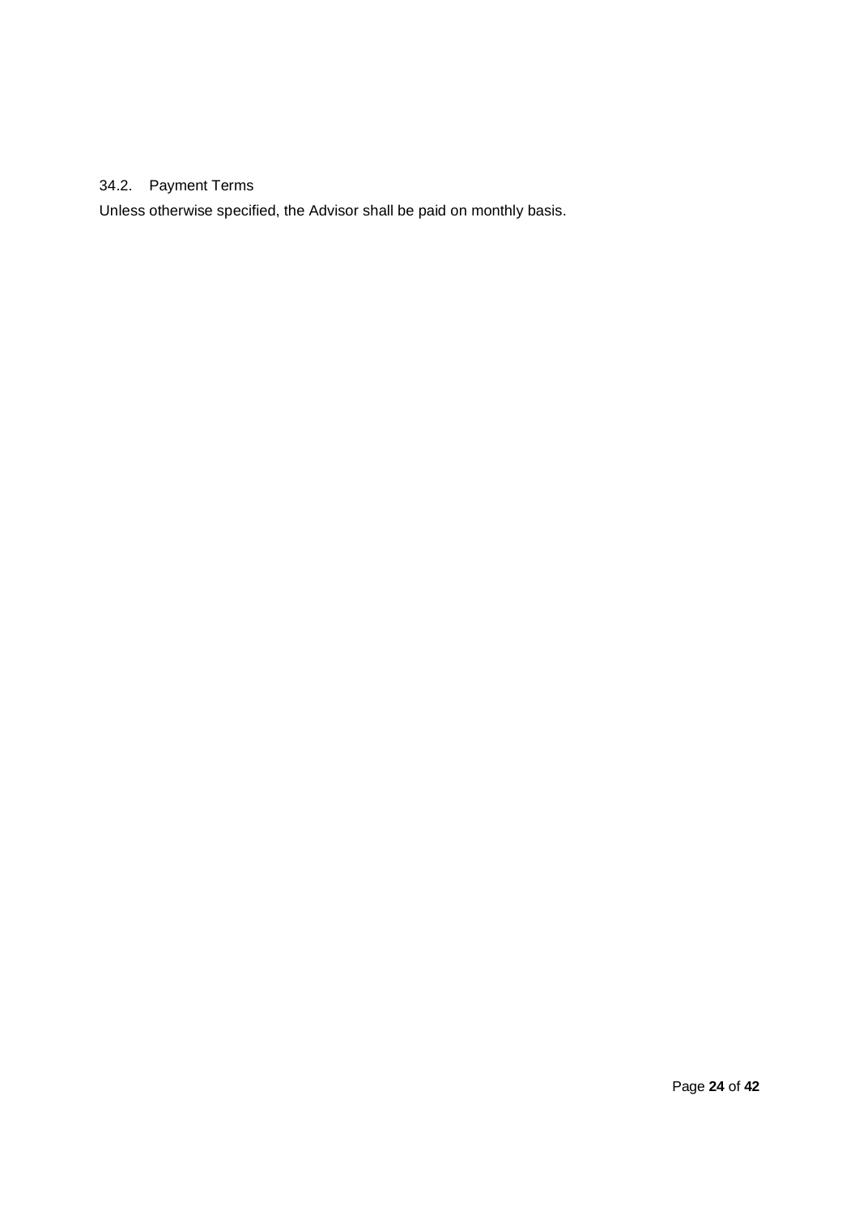### 34.2. Payment Terms

Unless otherwise specified, the Advisor shall be paid on monthly basis.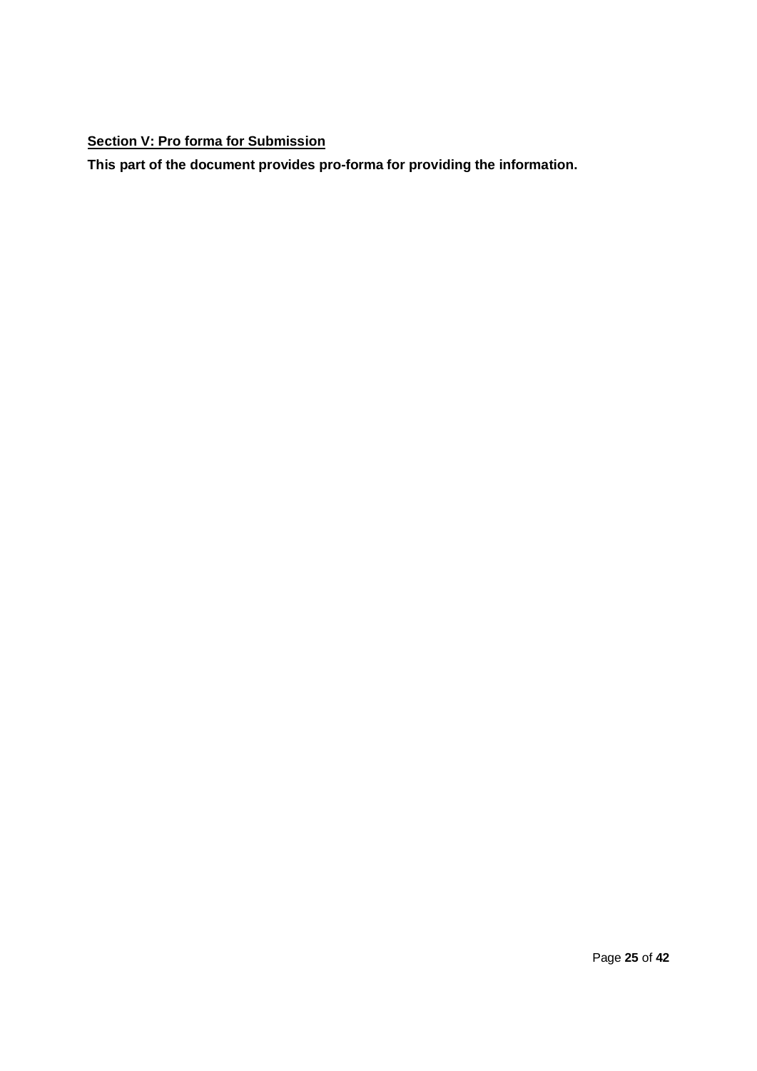## **Section V: Pro forma for Submission**

**This part of the document provides pro-forma for providing the information.**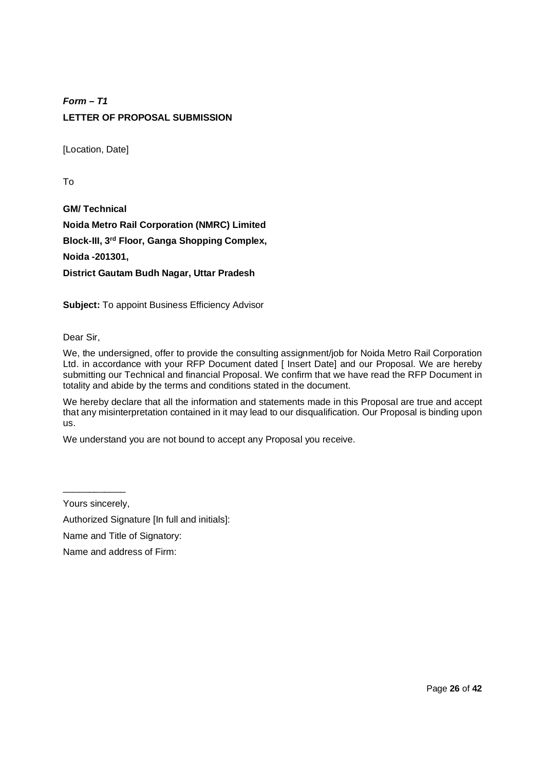***Form – T1***

**LETTER OF PROPOSAL SUBMISSION**

[Location, Date]

To

**GM/ Technical**

**Noida Metro Rail Corporation (NMRC) Limited**

**Block-III, 3rd Floor, Ganga Shopping Complex,**

**Noida -201301,**

**District Gautam Budh Nagar, Uttar Pradesh**

**Subject:** To appoint Business Efficiency Advisor

Dear Sir,

We, the undersigned, offer to provide the consulting assignment/job for Noida Metro Rail Corporation Ltd. in accordance with your RFP Document dated [ Insert Date] and our Proposal. We are hereby submitting our Technical and financial Proposal. We confirm that we have read the RFP Document in totality and abide by the terms and conditions stated in the document.

We hereby declare that all the information and statements made in this Proposal are true and accept that any misinterpretation contained in it may lead to our disqualification. Our Proposal is binding upon us.

We understand you are not bound to accept any Proposal you receive.

____________

Yours sincerely,

Authorized Signature [In full and initials]:

Name and Title of Signatory:

Name and address of Firm: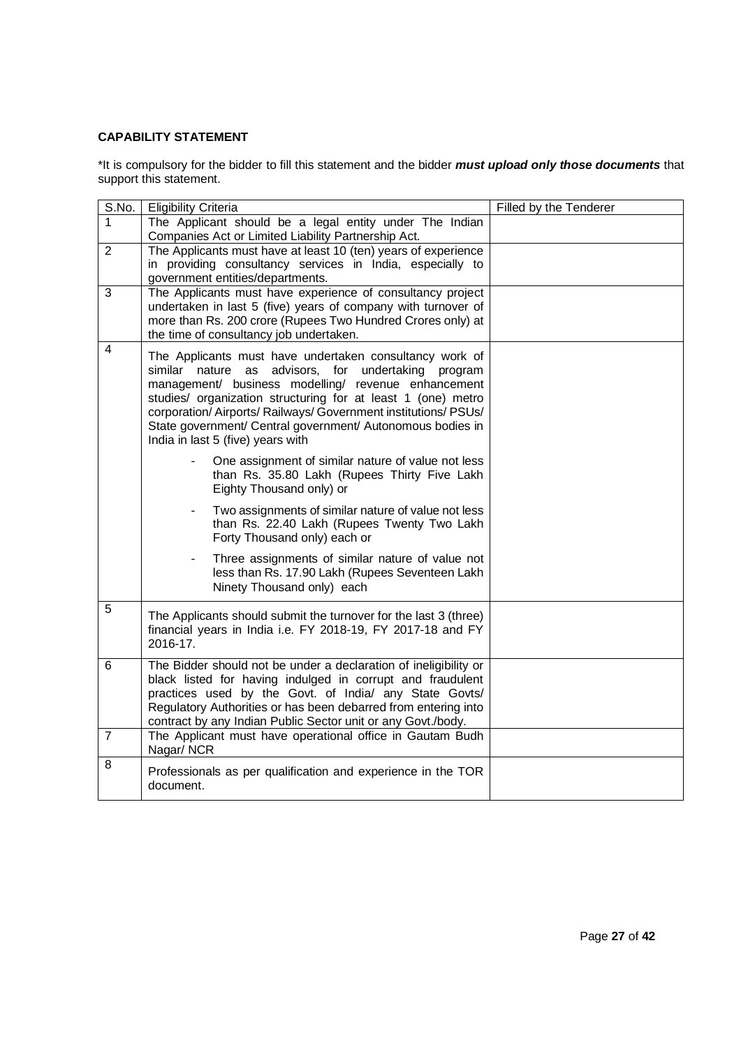**CAPABILITY STATEMENT**

*It is compulsory for the bidder to fill this statement and the bidder ***must upload only those documents*** that support this statement.

| S.No. | Eligibility Criteria | Filled by the Tenderer |
|---|---|---|
| 1 | The Applicant should be a legal entity under The Indian Companies Act or Limited Liability Partnership Act. | |
| 2 | The Applicants must have at least 10 (ten) years of experience in providing consultancy services in India, especially to government entities/departments. | |
| 3 | The Applicants must have experience of consultancy project undertaken in last 5 (five) years of company with turnover of more than Rs. 200 crore (Rupees Two Hundred Crores only) at the time of consultancy job undertaken. | |
| 4 | The Applicants must have undertaken consultancy work of similar nature as advisors, for undertaking program management/ business modelling/ revenue enhancement studies/ organization structuring for at least 1 (one) metro corporation/ Airports/ Railways/ Government institutions/ PSUs/ State government/ Central government/ Autonomous bodies in India in last 5 (five) years with<br>- One assignment of similar nature of value not less than Rs. 35.80 Lakh (Rupees Thirty Five Lakh Eighty Thousand only) or<br>- Two assignments of similar nature of value not less than Rs. 22.40 Lakh (Rupees Twenty Two Lakh Forty Thousand only) each or<br>- Three assignments of similar nature of value not less than Rs. 17.90 Lakh (Rupees Seventeen Lakh Ninety Thousand only) each | |
| 5 | The Applicants should submit the turnover for the last 3 (three) financial years in India i.e. FY 2018-19, FY 2017-18 and FY 2016-17. | |
| 6 | The Bidder should not be under a declaration of ineligibility or black listed for having indulged in corrupt and fraudulent practices used by the Govt. of India/ any State Govts/ Regulatory Authorities or has been debarred from entering into contract by any Indian Public Sector unit or any Govt./body. | |
| 7 | The Applicant must have operational office in Gautam Budh Nagar/ NCR | |
| 8 | Professionals as per qualification and experience in the TOR document. | |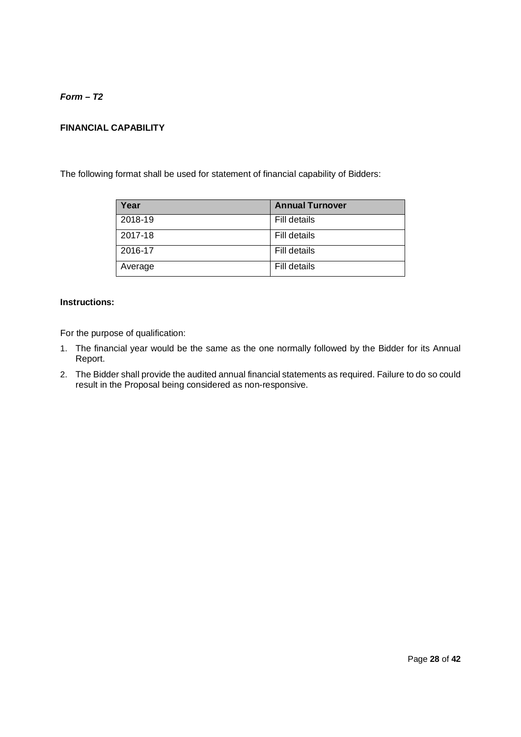***Form – T2***

**FINANCIAL CAPABILITY**

The following format shall be used for statement of financial capability of Bidders:

| Year | Annual Turnover |
|---|---|
| 2018-19 | Fill details |
| 2017-18 | Fill details |
| 2016-17 | Fill details |
| Average | Fill details |

**Instructions:**

For the purpose of qualification:

1. The financial year would be the same as the one normally followed by the Bidder for its Annual Report.
2. The Bidder shall provide the audited annual financial statements as required. Failure to do so could result in the Proposal being considered as non-responsive.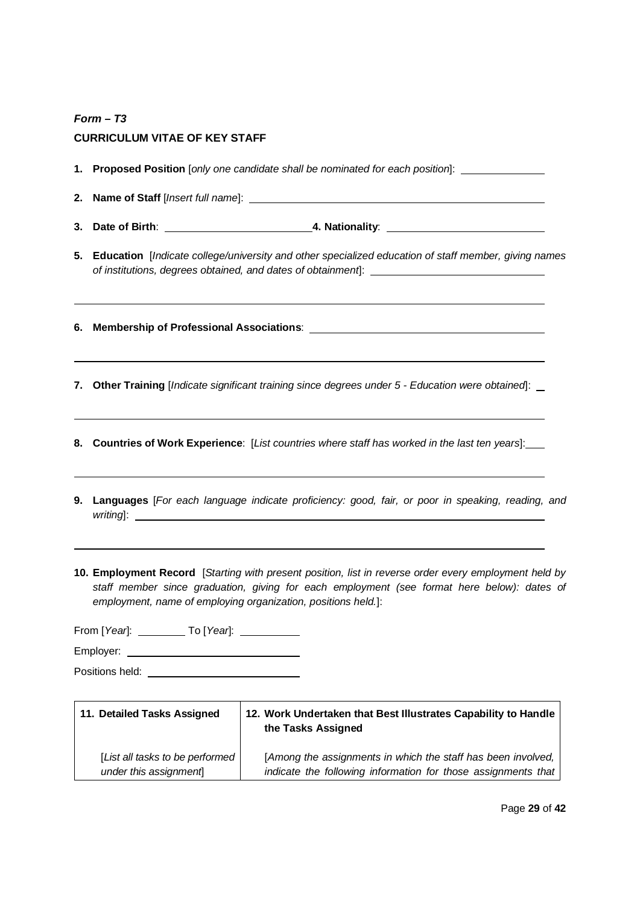***Form – T3***

**CURRICULUM VITAE OF KEY STAFF**

1. **Proposed Position** [*only one candidate shall be nominated for each position*]: ______________

2. **Name of Staff** [*Insert full name*]: ______________________________________________

3. **Date of Birth**: ________________________ **4. Nationality**: __________________________

5. **Education** [*Indicate college/university and other specialized education of staff member, giving names of institutions, degrees obtained, and dates of obtainment*]: ____________________________

______________________________________________________________________________

6. **Membership of Professional Associations**: ________________________________________

______________________________________________________________________________

7. **Other Training** [*Indicate significant training since degrees under 5 - Education were obtained*]: __

______________________________________________________________________________

8. **Countries of Work Experience**: [*List countries where staff has worked in the last ten years*]: ___

______________________________________________________________________________

9. **Languages** [*For each language indicate proficiency: good, fair, or poor in speaking, reading, and writing*]: ________________________________________________________________________

______________________________________________________________________________

10. **Employment Record** [*Starting with present position, list in reverse order every employment held by staff member since graduation, giving for each employment (see format here below): dates of employment, name of employing organization, positions held.*]:

From [*Year*]: ________ To [*Year*]: __________

Employer: ______________________________

Positions held: __________________________

| 11. Detailed Tasks Assigned | 12. Work Undertaken that Best Illustrates Capability to Handle the Tasks Assigned |
|---|---|
| [*List all tasks to be performed under this assignment*] | [*Among the assignments in which the staff has been involved, indicate the following information for those assignments that* |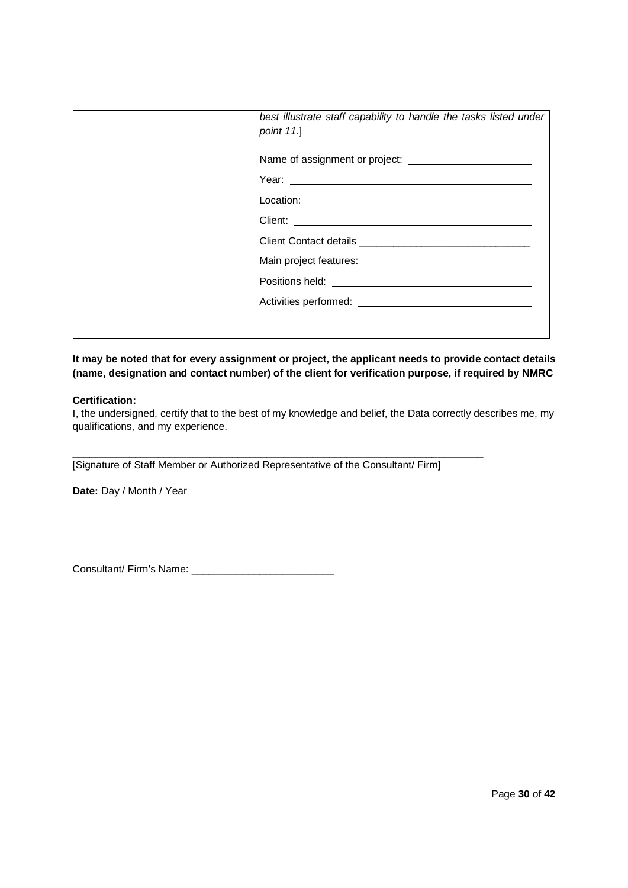|  | *best illustrate staff capability to handle the tasks listed under point 11.*]<br><br>Name of assignment or project: ____________________<br>Year: ____________________<br>Location: ____________________<br>Client: ____________________<br>Client Contact details ____________________<br>Main project features: ____________________<br>Positions held: ____________________<br>Activities performed: ____________________ |
|---|---|

**It may be noted that for every assignment or project, the applicant needs to provide contact details (name, designation and contact number) of the client for verification purpose, if required by NMRC**

**Certification:**
I, the undersigned, certify that to the best of my knowledge and belief, the Data correctly describes me, my qualifications, and my experience.

___________________________________________________________________________
[Signature of Staff Member or Authorized Representative of the Consultant/ Firm]

**Date:** Day / Month / Year

Consultant/ Firm's Name: _________________________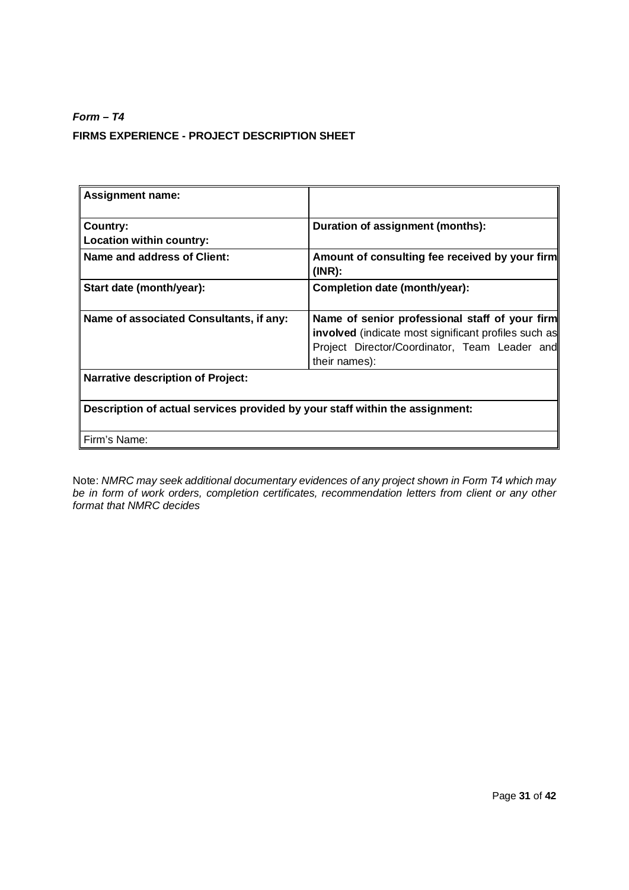***Form – T4***

**FIRMS EXPERIENCE - PROJECT DESCRIPTION SHEET**

| **Assignment name:** | |
|---|---|
| **Country:**<br>**Location within country:** | **Duration of assignment (months):** |
| **Name and address of Client:** | **Amount of consulting fee received by your firm (INR):** |
| **Start date (month/year):** | **Completion date (month/year):** |
| **Name of associated Consultants, if any:** | **Name of senior professional staff of your firm involved** (indicate most significant profiles such as Project Director/Coordinator, Team Leader and their names): |
| **Narrative description of Project:** | |
| **Description of actual services provided by your staff within the assignment:** | |
| Firm's Name: | |

Note: *NMRC may seek additional documentary evidences of any project shown in Form T4 which may be in form of work orders, completion certificates, recommendation letters from client or any other format that NMRC decides*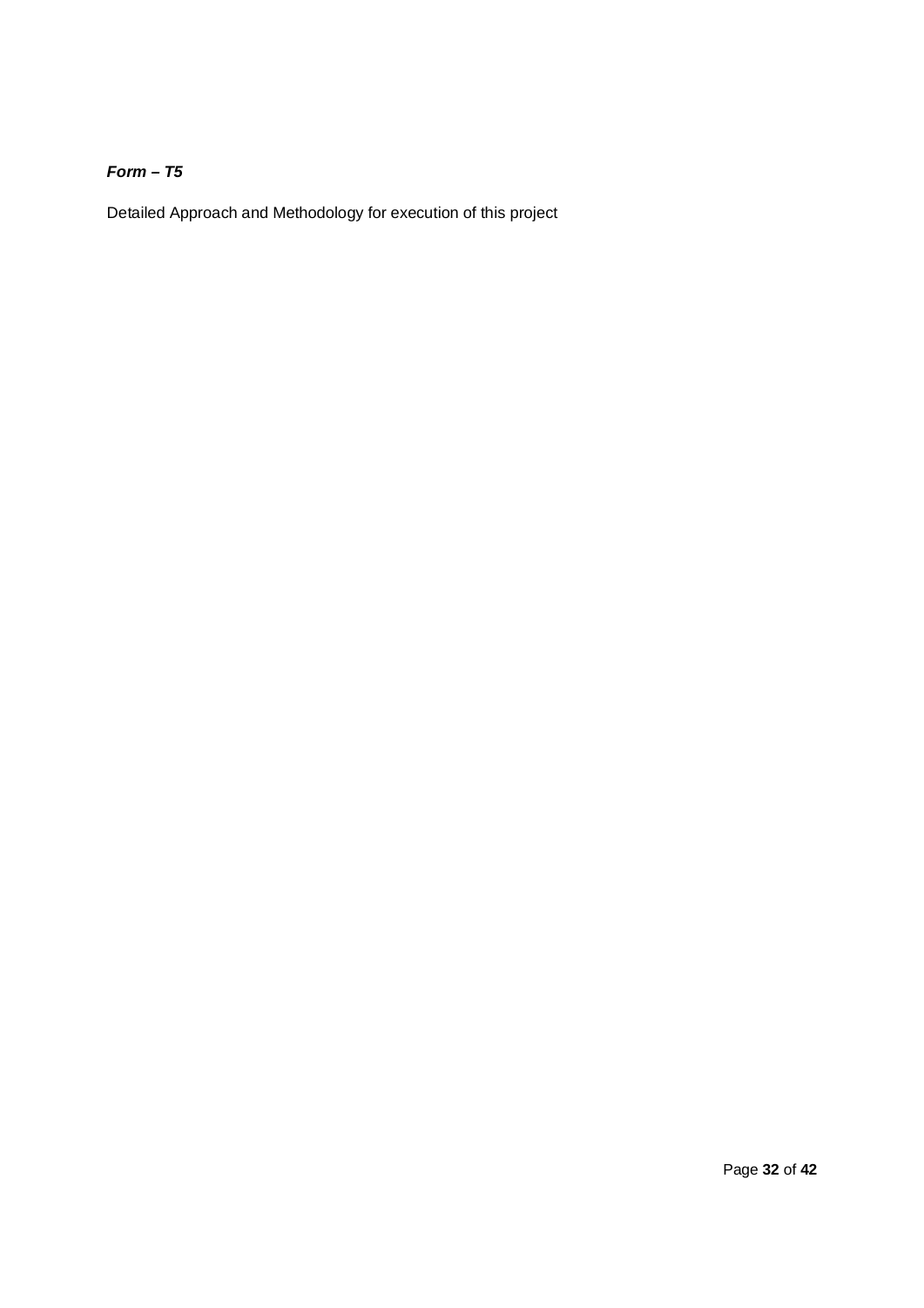***Form – T5***

Detailed Approach and Methodology for execution of this project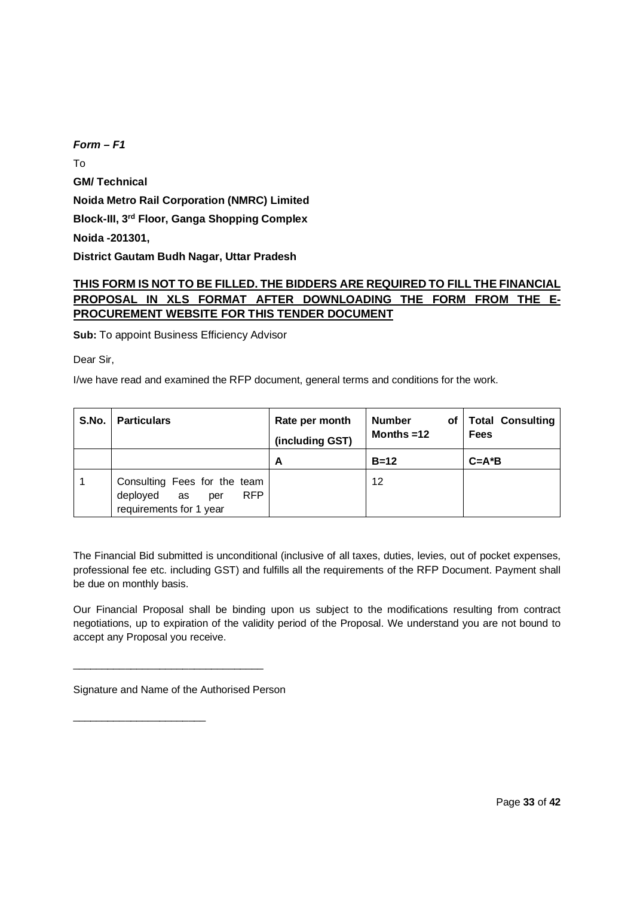***Form – F1***

To

**GM/ Technical**

**Noida Metro Rail Corporation (NMRC) Limited**

**Block-III, 3rd Floor, Ganga Shopping Complex**

**Noida -201301,**

**District Gautam Budh Nagar, Uttar Pradesh**

**THIS FORM IS NOT TO BE FILLED. THE BIDDERS ARE REQUIRED TO FILL THE FINANCIAL PROPOSAL IN XLS FORMAT AFTER DOWNLOADING THE FORM FROM THE E-PROCUREMENT WEBSITE FOR THIS TENDER DOCUMENT**

**Sub:** To appoint Business Efficiency Advisor

Dear Sir,

I/we have read and examined the RFP document, general terms and conditions for the work.

| S.No. | Particulars | Rate per month (including GST) | Number of Months =12 | Total Consulting Fees |
|---|---|---|---|---|
| | | **A** | **B=12** | **C=A*B** |
| 1 | Consulting Fees for the team deployed as per RFP requirements for 1 year | | 12 | |

The Financial Bid submitted is unconditional (inclusive of all taxes, duties, levies, out of pocket expenses, professional fee etc. including GST) and fulfills all the requirements of the RFP Document. Payment shall be due on monthly basis.

Our Financial Proposal shall be binding upon us subject to the modifications resulting from contract negotiations, up to expiration of the validity period of the Proposal. We understand you are not bound to accept any Proposal you receive.

_________________________________

Signature and Name of the Authorised Person

_______________________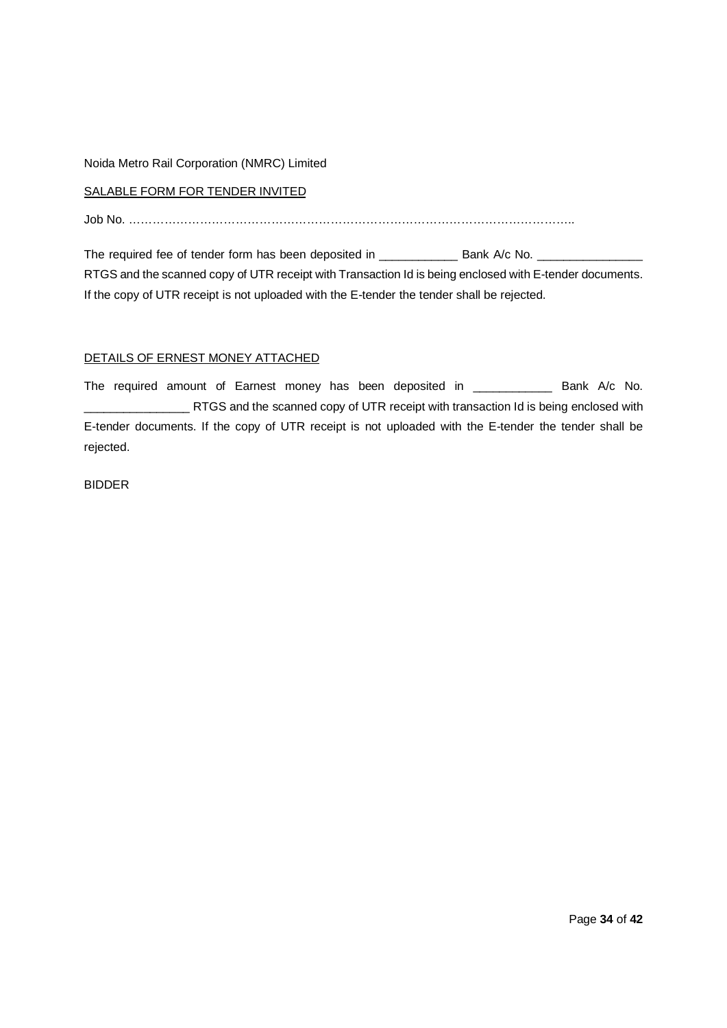Noida Metro Rail Corporation (NMRC) Limited

<u>SALABLE FORM FOR TENDER INVITED</u>

Job No. ……………………………………………………………………………………………………..

The required fee of tender form has been deposited in ____________ Bank A/c No. ________________ RTGS and the scanned copy of UTR receipt with Transaction Id is being enclosed with E-tender documents. If the copy of UTR receipt is not uploaded with the E-tender the tender shall be rejected.

<u>DETAILS OF ERNEST MONEY ATTACHED</u>

The required amount of Earnest money has been deposited in ____________ Bank A/c No. ________________ RTGS and the scanned copy of UTR receipt with transaction Id is being enclosed with E-tender documents. If the copy of UTR receipt is not uploaded with the E-tender the tender shall be rejected.

BIDDER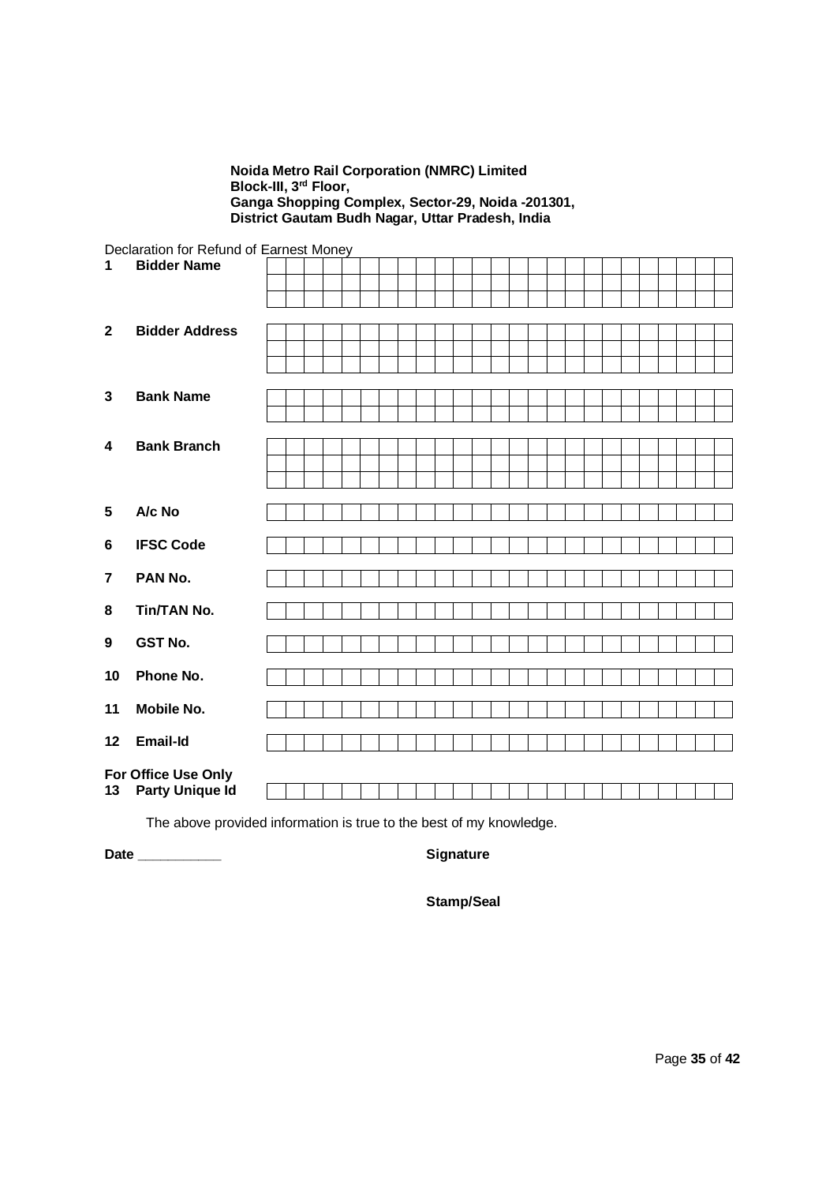**Noida Metro Rail Corporation (NMRC) Limited**
**Block-III, 3rd Floor,**
**Ganga Shopping Complex, Sector-29, Noida -201301,**
**District Gautam Budh Nagar, Uttar Pradesh, India**

Declaration for Refund of Earnest Money

| | | |
|---|---|---|
| **1** | **Bidder Name** | |
| **2** | **Bidder Address** | |
| **3** | **Bank Name** | |
| **4** | **Bank Branch** | |
| **5** | **A/c No** | |
| **6** | **IFSC Code** | |
| **7** | **PAN No.** | |
| **8** | **Tin/TAN No.** | |
| **9** | **GST No.** | |
| **10** | **Phone No.** | |
| **11** | **Mobile No.** | |
| **12** | **Email-Id** | |

**For Office Use Only**

| | | |
|---|---|---|
| **13** | **Party Unique Id** | |

The above provided information is true to the best of my knowledge.

**Date** ___________

**Signature**

**Stamp/Seal**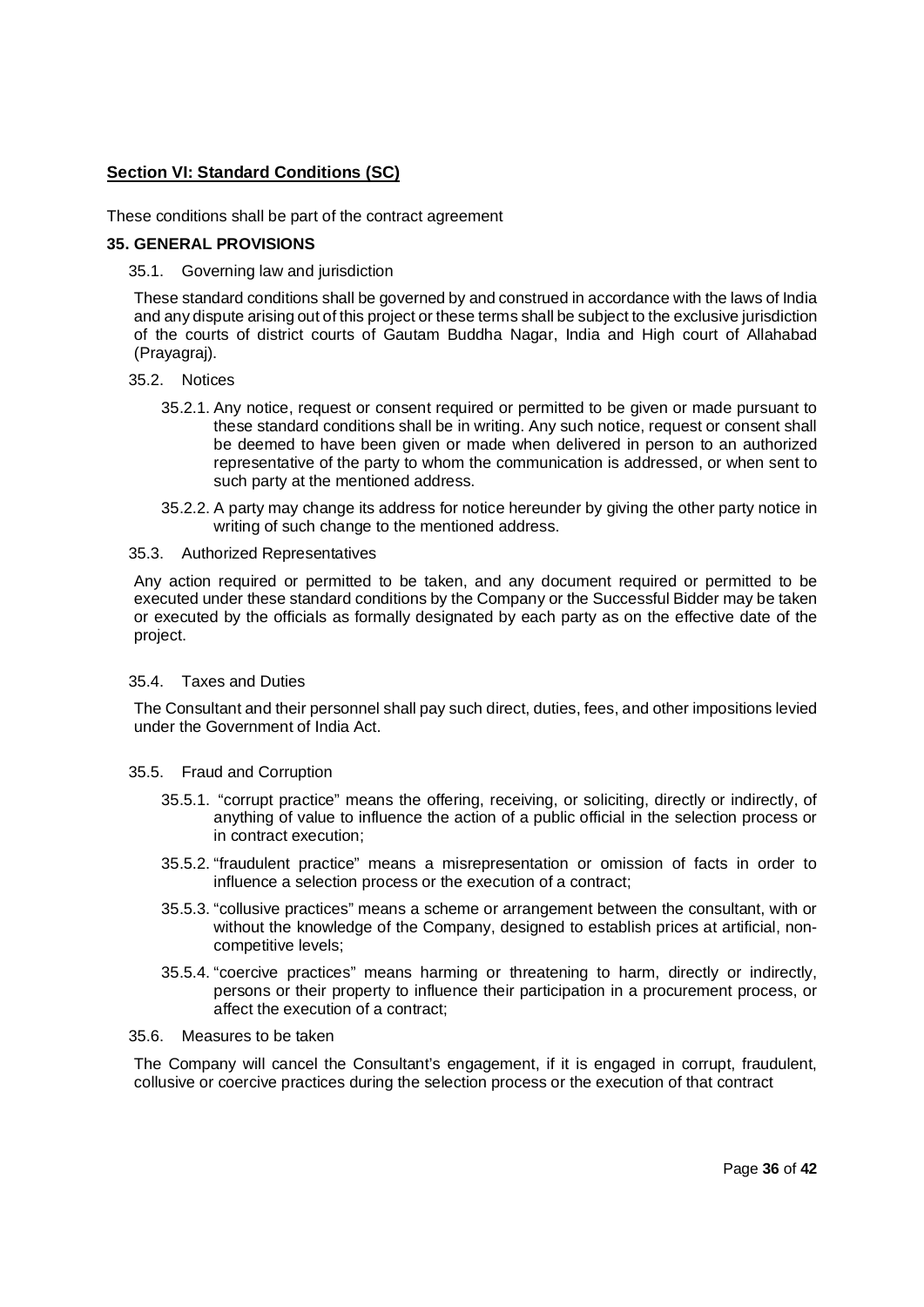## Section VI: Standard Conditions (SC)

These conditions shall be part of the contract agreement

### 35. GENERAL PROVISIONS

35.1. Governing law and jurisdiction

These standard conditions shall be governed by and construed in accordance with the laws of India and any dispute arising out of this project or these terms shall be subject to the exclusive jurisdiction of the courts of district courts of Gautam Buddha Nagar, India and High court of Allahabad (Prayagraj).

35.2. Notices

35.2.1. Any notice, request or consent required or permitted to be given or made pursuant to these standard conditions shall be in writing. Any such notice, request or consent shall be deemed to have been given or made when delivered in person to an authorized representative of the party to whom the communication is addressed, or when sent to such party at the mentioned address.

35.2.2. A party may change its address for notice hereunder by giving the other party notice in writing of such change to the mentioned address.

35.3. Authorized Representatives

Any action required or permitted to be taken, and any document required or permitted to be executed under these standard conditions by the Company or the Successful Bidder may be taken or executed by the officials as formally designated by each party as on the effective date of the project.

35.4. Taxes and Duties

The Consultant and their personnel shall pay such direct, duties, fees, and other impositions levied under the Government of India Act.

35.5. Fraud and Corruption

35.5.1. "corrupt practice" means the offering, receiving, or soliciting, directly or indirectly, of anything of value to influence the action of a public official in the selection process or in contract execution;

35.5.2. "fraudulent practice" means a misrepresentation or omission of facts in order to influence a selection process or the execution of a contract;

35.5.3. "collusive practices" means a scheme or arrangement between the consultant, with or without the knowledge of the Company, designed to establish prices at artificial, non-competitive levels;

35.5.4. "coercive practices" means harming or threatening to harm, directly or indirectly, persons or their property to influence their participation in a procurement process, or affect the execution of a contract;

35.6. Measures to be taken

The Company will cancel the Consultant's engagement, if it is engaged in corrupt, fraudulent, collusive or coercive practices during the selection process or the execution of that contract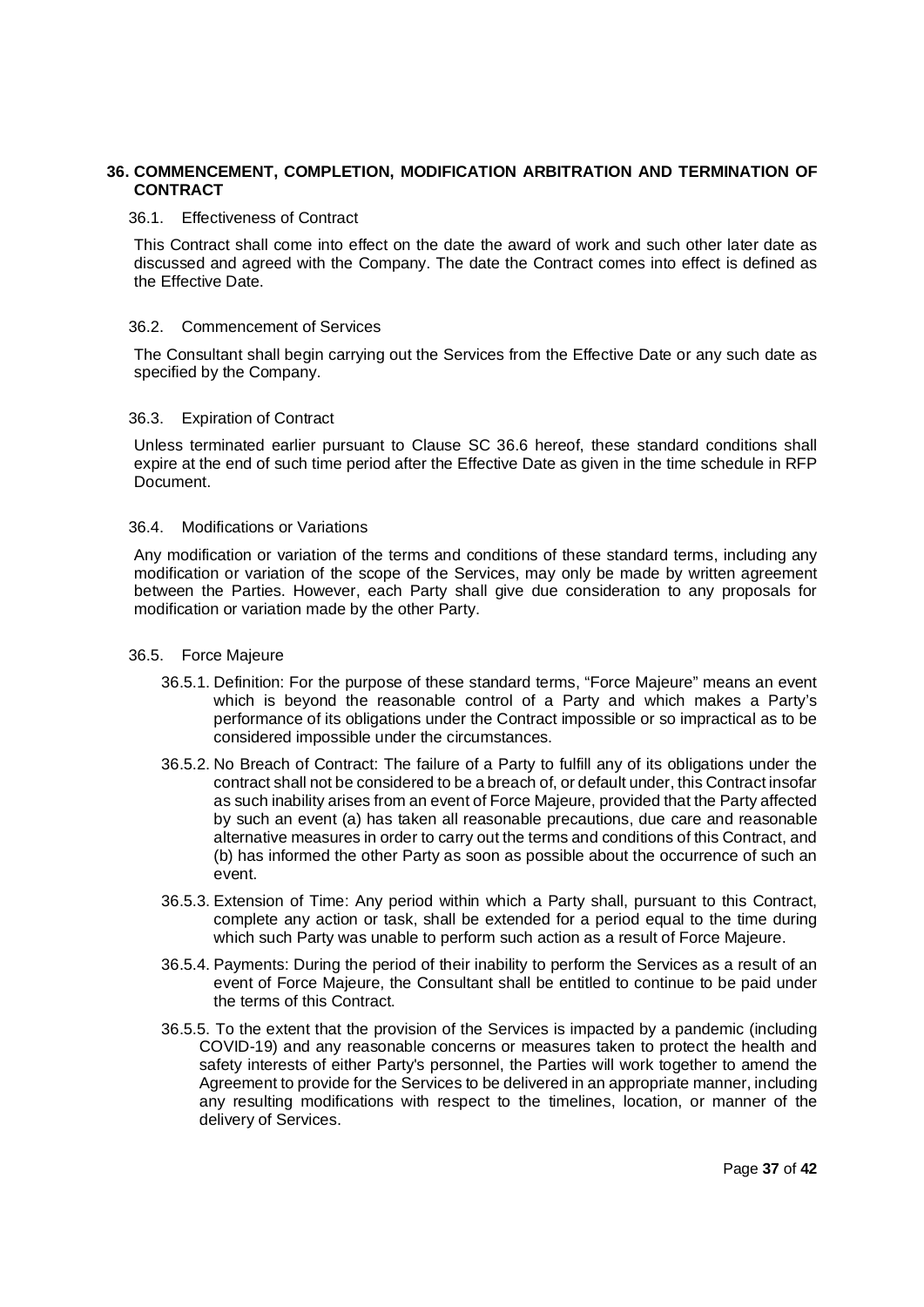## 36. COMMENCEMENT, COMPLETION, MODIFICATION ARBITRATION AND TERMINATION OF CONTRACT

### 36.1. Effectiveness of Contract

This Contract shall come into effect on the date the award of work and such other later date as discussed and agreed with the Company. The date the Contract comes into effect is defined as the Effective Date.

### 36.2. Commencement of Services

The Consultant shall begin carrying out the Services from the Effective Date or any such date as specified by the Company.

### 36.3. Expiration of Contract

Unless terminated earlier pursuant to Clause SC 36.6 hereof, these standard conditions shall expire at the end of such time period after the Effective Date as given in the time schedule in RFP Document.

### 36.4. Modifications or Variations

Any modification or variation of the terms and conditions of these standard terms, including any modification or variation of the scope of the Services, may only be made by written agreement between the Parties. However, each Party shall give due consideration to any proposals for modification or variation made by the other Party.

### 36.5. Force Majeure

36.5.1. Definition: For the purpose of these standard terms, "Force Majeure" means an event which is beyond the reasonable control of a Party and which makes a Party's performance of its obligations under the Contract impossible or so impractical as to be considered impossible under the circumstances.

36.5.2. No Breach of Contract: The failure of a Party to fulfill any of its obligations under the contract shall not be considered to be a breach of, or default under, this Contract insofar as such inability arises from an event of Force Majeure, provided that the Party affected by such an event (a) has taken all reasonable precautions, due care and reasonable alternative measures in order to carry out the terms and conditions of this Contract, and (b) has informed the other Party as soon as possible about the occurrence of such an event.

36.5.3. Extension of Time: Any period within which a Party shall, pursuant to this Contract, complete any action or task, shall be extended for a period equal to the time during which such Party was unable to perform such action as a result of Force Majeure.

36.5.4. Payments: During the period of their inability to perform the Services as a result of an event of Force Majeure, the Consultant shall be entitled to continue to be paid under the terms of this Contract.

36.5.5. To the extent that the provision of the Services is impacted by a pandemic (including COVID-19) and any reasonable concerns or measures taken to protect the health and safety interests of either Party's personnel, the Parties will work together to amend the Agreement to provide for the Services to be delivered in an appropriate manner, including any resulting modifications with respect to the timelines, location, or manner of the delivery of Services.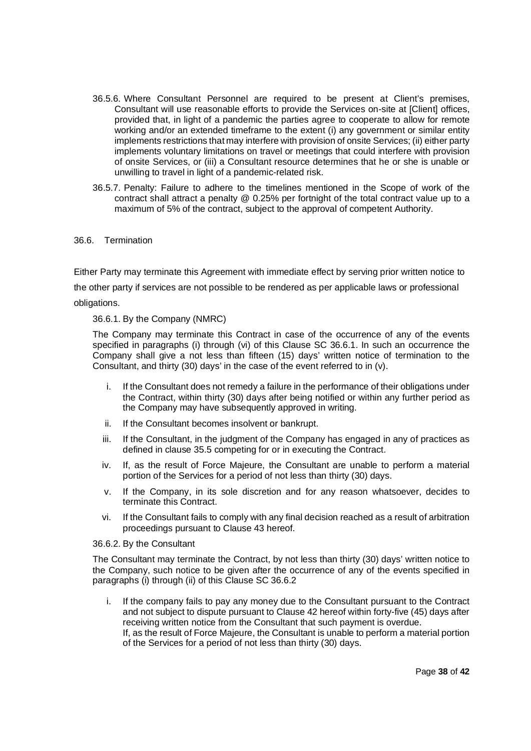36.5.6. Where Consultant Personnel are required to be present at Client's premises, Consultant will use reasonable efforts to provide the Services on-site at [Client] offices, provided that, in light of a pandemic the parties agree to cooperate to allow for remote working and/or an extended timeframe to the extent (i) any government or similar entity implements restrictions that may interfere with provision of onsite Services; (ii) either party implements voluntary limitations on travel or meetings that could interfere with provision of onsite Services, or (iii) a Consultant resource determines that he or she is unable or unwilling to travel in light of a pandemic-related risk.

36.5.7. Penalty: Failure to adhere to the timelines mentioned in the Scope of work of the contract shall attract a penalty @ 0.25% per fortnight of the total contract value up to a maximum of 5% of the contract, subject to the approval of competent Authority.

### 36.6. Termination

Either Party may terminate this Agreement with immediate effect by serving prior written notice to the other party if services are not possible to be rendered as per applicable laws or professional obligations.

36.6.1. By the Company (NMRC)

The Company may terminate this Contract in case of the occurrence of any of the events specified in paragraphs (i) through (vi) of this Clause SC 36.6.1. In such an occurrence the Company shall give a not less than fifteen (15) days' written notice of termination to the Consultant, and thirty (30) days' in the case of the event referred to in (v).

i. If the Consultant does not remedy a failure in the performance of their obligations under the Contract, within thirty (30) days after being notified or within any further period as the Company may have subsequently approved in writing.

ii. If the Consultant becomes insolvent or bankrupt.

iii. If the Consultant, in the judgment of the Company has engaged in any of practices as defined in clause 35.5 competing for or in executing the Contract.

iv. If, as the result of Force Majeure, the Consultant are unable to perform a material portion of the Services for a period of not less than thirty (30) days.

v. If the Company, in its sole discretion and for any reason whatsoever, decides to terminate this Contract.

vi. If the Consultant fails to comply with any final decision reached as a result of arbitration proceedings pursuant to Clause 43 hereof.

36.6.2. By the Consultant

The Consultant may terminate the Contract, by not less than thirty (30) days' written notice to the Company, such notice to be given after the occurrence of any of the events specified in paragraphs (i) through (ii) of this Clause SC 36.6.2

i. If the company fails to pay any money due to the Consultant pursuant to the Contract and not subject to dispute pursuant to Clause 42 hereof within forty-five (45) days after receiving written notice from the Consultant that such payment is overdue.
If, as the result of Force Majeure, the Consultant is unable to perform a material portion of the Services for a period of not less than thirty (30) days.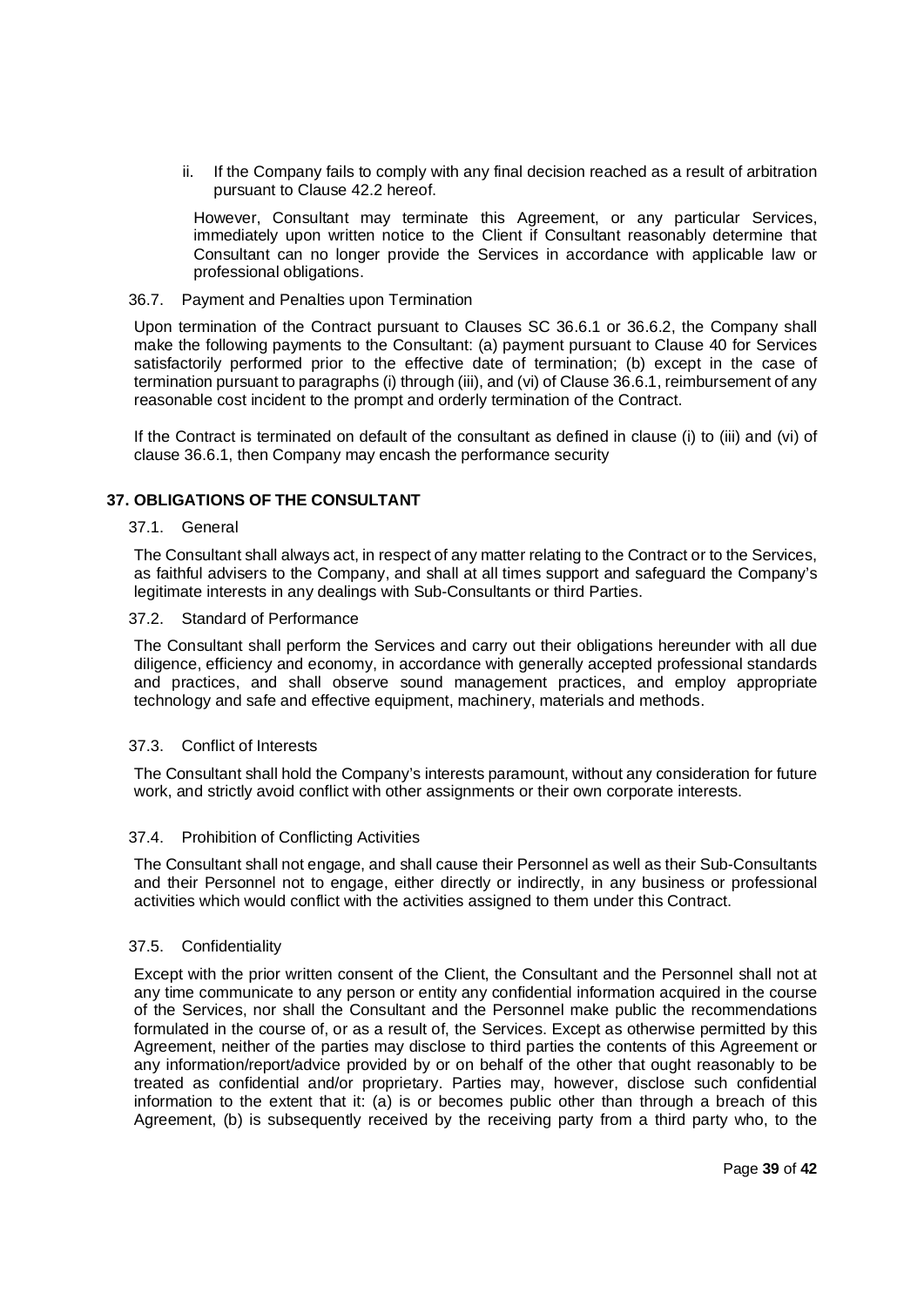ii. If the Company fails to comply with any final decision reached as a result of arbitration pursuant to Clause 42.2 hereof.

However, Consultant may terminate this Agreement, or any particular Services, immediately upon written notice to the Client if Consultant reasonably determine that Consultant can no longer provide the Services in accordance with applicable law or professional obligations.

36.7. Payment and Penalties upon Termination

Upon termination of the Contract pursuant to Clauses SC 36.6.1 or 36.6.2, the Company shall make the following payments to the Consultant: (a) payment pursuant to Clause 40 for Services satisfactorily performed prior to the effective date of termination; (b) except in the case of termination pursuant to paragraphs (i) through (iii), and (vi) of Clause 36.6.1, reimbursement of any reasonable cost incident to the prompt and orderly termination of the Contract.

If the Contract is terminated on default of the consultant as defined in clause (i) to (iii) and (vi) of clause 36.6.1, then Company may encash the performance security

## 37. OBLIGATIONS OF THE CONSULTANT

37.1. General

The Consultant shall always act, in respect of any matter relating to the Contract or to the Services, as faithful advisers to the Company, and shall at all times support and safeguard the Company's legitimate interests in any dealings with Sub-Consultants or third Parties.

37.2. Standard of Performance

The Consultant shall perform the Services and carry out their obligations hereunder with all due diligence, efficiency and economy, in accordance with generally accepted professional standards and practices, and shall observe sound management practices, and employ appropriate technology and safe and effective equipment, machinery, materials and methods.

37.3. Conflict of Interests

The Consultant shall hold the Company's interests paramount, without any consideration for future work, and strictly avoid conflict with other assignments or their own corporate interests.

37.4. Prohibition of Conflicting Activities

The Consultant shall not engage, and shall cause their Personnel as well as their Sub-Consultants and their Personnel not to engage, either directly or indirectly, in any business or professional activities which would conflict with the activities assigned to them under this Contract.

37.5. Confidentiality

Except with the prior written consent of the Client, the Consultant and the Personnel shall not at any time communicate to any person or entity any confidential information acquired in the course of the Services, nor shall the Consultant and the Personnel make public the recommendations formulated in the course of, or as a result of, the Services. Except as otherwise permitted by this Agreement, neither of the parties may disclose to third parties the contents of this Agreement or any information/report/advice provided by or on behalf of the other that ought reasonably to be treated as confidential and/or proprietary. Parties may, however, disclose such confidential information to the extent that it: (a) is or becomes public other than through a breach of this Agreement, (b) is subsequently received by the receiving party from a third party who, to the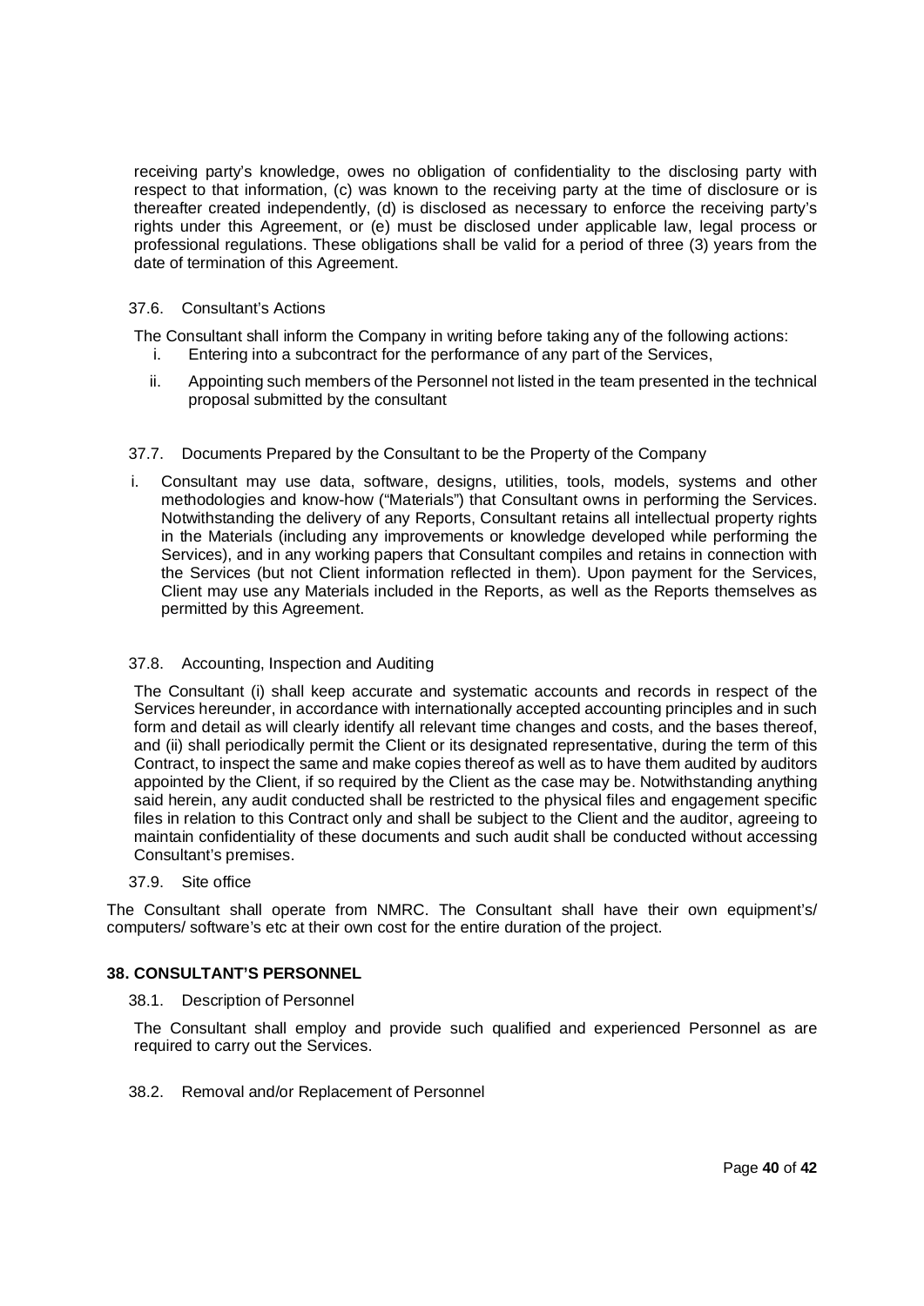receiving party's knowledge, owes no obligation of confidentiality to the disclosing party with respect to that information, (c) was known to the receiving party at the time of disclosure or is thereafter created independently, (d) is disclosed as necessary to enforce the receiving party's rights under this Agreement, or (e) must be disclosed under applicable law, legal process or professional regulations. These obligations shall be valid for a period of three (3) years from the date of termination of this Agreement.

### 37.6. Consultant's Actions

The Consultant shall inform the Company in writing before taking any of the following actions:

i. Entering into a subcontract for the performance of any part of the Services,

ii. Appointing such members of the Personnel not listed in the team presented in the technical proposal submitted by the consultant

### 37.7. Documents Prepared by the Consultant to be the Property of the Company

i. Consultant may use data, software, designs, utilities, tools, models, systems and other methodologies and know-how ("Materials") that Consultant owns in performing the Services. Notwithstanding the delivery of any Reports, Consultant retains all intellectual property rights in the Materials (including any improvements or knowledge developed while performing the Services), and in any working papers that Consultant compiles and retains in connection with the Services (but not Client information reflected in them). Upon payment for the Services, Client may use any Materials included in the Reports, as well as the Reports themselves as permitted by this Agreement.

### 37.8. Accounting, Inspection and Auditing

The Consultant (i) shall keep accurate and systematic accounts and records in respect of the Services hereunder, in accordance with internationally accepted accounting principles and in such form and detail as will clearly identify all relevant time changes and costs, and the bases thereof, and (ii) shall periodically permit the Client or its designated representative, during the term of this Contract, to inspect the same and make copies thereof as well as to have them audited by auditors appointed by the Client, if so required by the Client as the case may be. Notwithstanding anything said herein, any audit conducted shall be restricted to the physical files and engagement specific files in relation to this Contract only and shall be subject to the Client and the auditor, agreeing to maintain confidentiality of these documents and such audit shall be conducted without accessing Consultant's premises.

### 37.9. Site office

The Consultant shall operate from NMRC. The Consultant shall have their own equipment's/ computers/ software's etc at their own cost for the entire duration of the project.

## 38. CONSULTANT'S PERSONNEL

### 38.1. Description of Personnel

The Consultant shall employ and provide such qualified and experienced Personnel as are required to carry out the Services.

### 38.2. Removal and/or Replacement of Personnel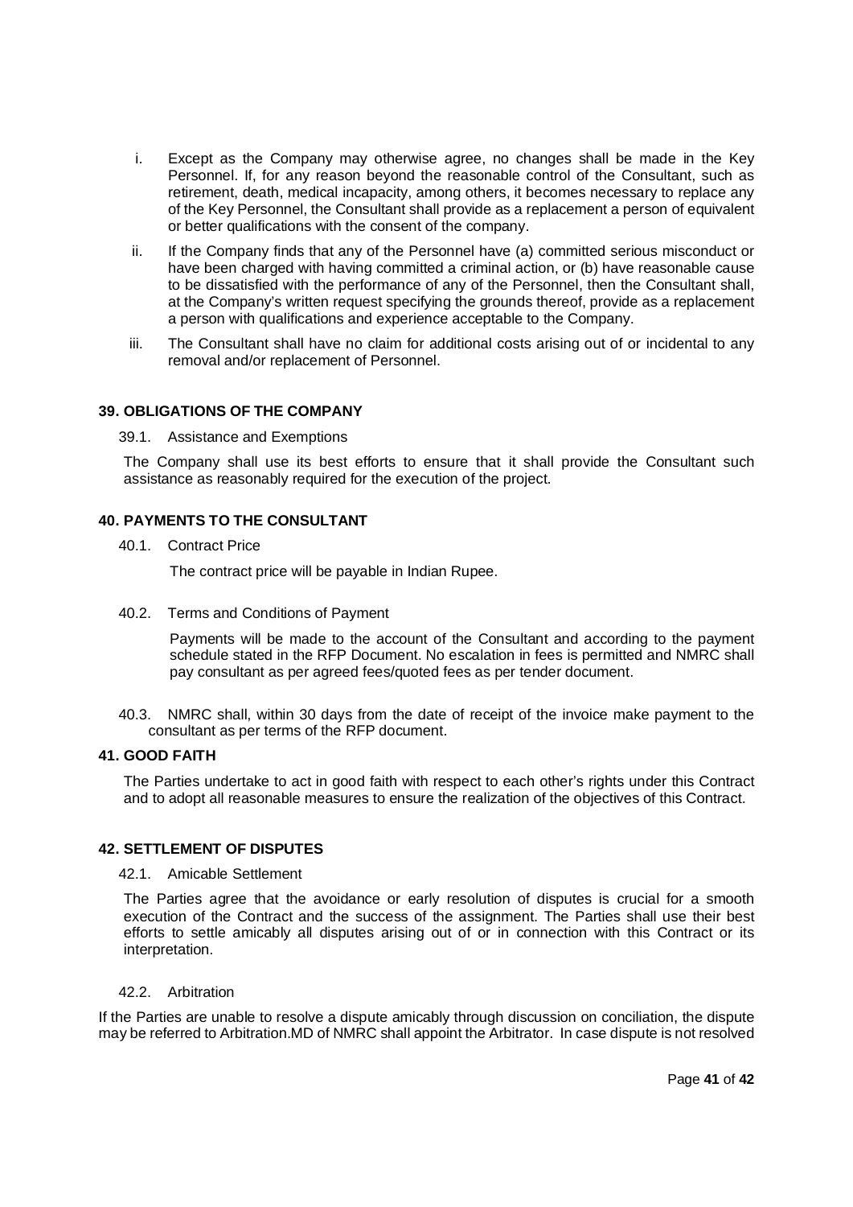i. Except as the Company may otherwise agree, no changes shall be made in the Key Personnel. If, for any reason beyond the reasonable control of the Consultant, such as retirement, death, medical incapacity, among others, it becomes necessary to replace any of the Key Personnel, the Consultant shall provide as a replacement a person of equivalent or better qualifications with the consent of the company.

ii. If the Company finds that any of the Personnel have (a) committed serious misconduct or have been charged with having committed a criminal action, or (b) have reasonable cause to be dissatisfied with the performance of any of the Personnel, then the Consultant shall, at the Company's written request specifying the grounds thereof, provide as a replacement a person with qualifications and experience acceptable to the Company.

iii. The Consultant shall have no claim for additional costs arising out of or incidental to any removal and/or replacement of Personnel.

**39. OBLIGATIONS OF THE COMPANY**

39.1. Assistance and Exemptions

The Company shall use its best efforts to ensure that it shall provide the Consultant such assistance as reasonably required for the execution of the project.

**40. PAYMENTS TO THE CONSULTANT**

40.1. Contract Price

The contract price will be payable in Indian Rupee.

40.2. Terms and Conditions of Payment

Payments will be made to the account of the Consultant and according to the payment schedule stated in the RFP Document. No escalation in fees is permitted and NMRC shall pay consultant as per agreed fees/quoted fees as per tender document.

40.3. NMRC shall, within 30 days from the date of receipt of the invoice make payment to the consultant as per terms of the RFP document.

**41. GOOD FAITH**

The Parties undertake to act in good faith with respect to each other's rights under this Contract and to adopt all reasonable measures to ensure the realization of the objectives of this Contract.

**42. SETTLEMENT OF DISPUTES**

42.1. Amicable Settlement

The Parties agree that the avoidance or early resolution of disputes is crucial for a smooth execution of the Contract and the success of the assignment. The Parties shall use their best efforts to settle amicably all disputes arising out of or in connection with this Contract or its interpretation.

42.2. Arbitration

If the Parties are unable to resolve a dispute amicably through discussion on conciliation, the dispute may be referred to Arbitration.MD of NMRC shall appoint the Arbitrator. In case dispute is not resolved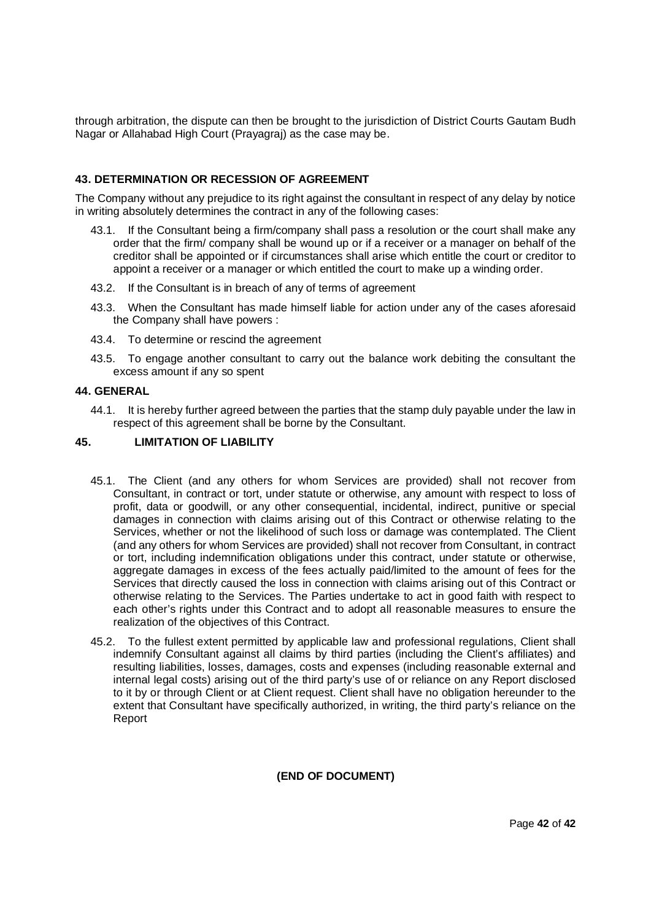through arbitration, the dispute can then be brought to the jurisdiction of District Courts Gautam Budh Nagar or Allahabad High Court (Prayagraj) as the case may be.

### 43. DETERMINATION OR RECESSION OF AGREEMENT

The Company without any prejudice to its right against the consultant in respect of any delay by notice in writing absolutely determines the contract in any of the following cases:

43.1. If the Consultant being a firm/company shall pass a resolution or the court shall make any order that the firm/ company shall be wound up or if a receiver or a manager on behalf of the creditor shall be appointed or if circumstances shall arise which entitle the court or creditor to appoint a receiver or a manager or which entitled the court to make up a winding order.

43.2. If the Consultant is in breach of any of terms of agreement

43.3. When the Consultant has made himself liable for action under any of the cases aforesaid the Company shall have powers :

43.4. To determine or rescind the agreement

43.5. To engage another consultant to carry out the balance work debiting the consultant the excess amount if any so spent

### 44. GENERAL

44.1. It is hereby further agreed between the parties that the stamp duly payable under the law in respect of this agreement shall be borne by the Consultant.

### 45. LIMITATION OF LIABILITY

45.1. The Client (and any others for whom Services are provided) shall not recover from Consultant, in contract or tort, under statute or otherwise, any amount with respect to loss of profit, data or goodwill, or any other consequential, incidental, indirect, punitive or special damages in connection with claims arising out of this Contract or otherwise relating to the Services, whether or not the likelihood of such loss or damage was contemplated. The Client (and any others for whom Services are provided) shall not recover from Consultant, in contract or tort, including indemnification obligations under this contract, under statute or otherwise, aggregate damages in excess of the fees actually paid/limited to the amount of fees for the Services that directly caused the loss in connection with claims arising out of this Contract or otherwise relating to the Services. The Parties undertake to act in good faith with respect to each other's rights under this Contract and to adopt all reasonable measures to ensure the realization of the objectives of this Contract.

45.2. To the fullest extent permitted by applicable law and professional regulations, Client shall indemnify Consultant against all claims by third parties (including the Client's affiliates) and resulting liabilities, losses, damages, costs and expenses (including reasonable external and internal legal costs) arising out of the third party's use of or reliance on any Report disclosed to it by or through Client or at Client request. Client shall have no obligation hereunder to the extent that Consultant have specifically authorized, in writing, the third party's reliance on the Report

**(END OF DOCUMENT)**